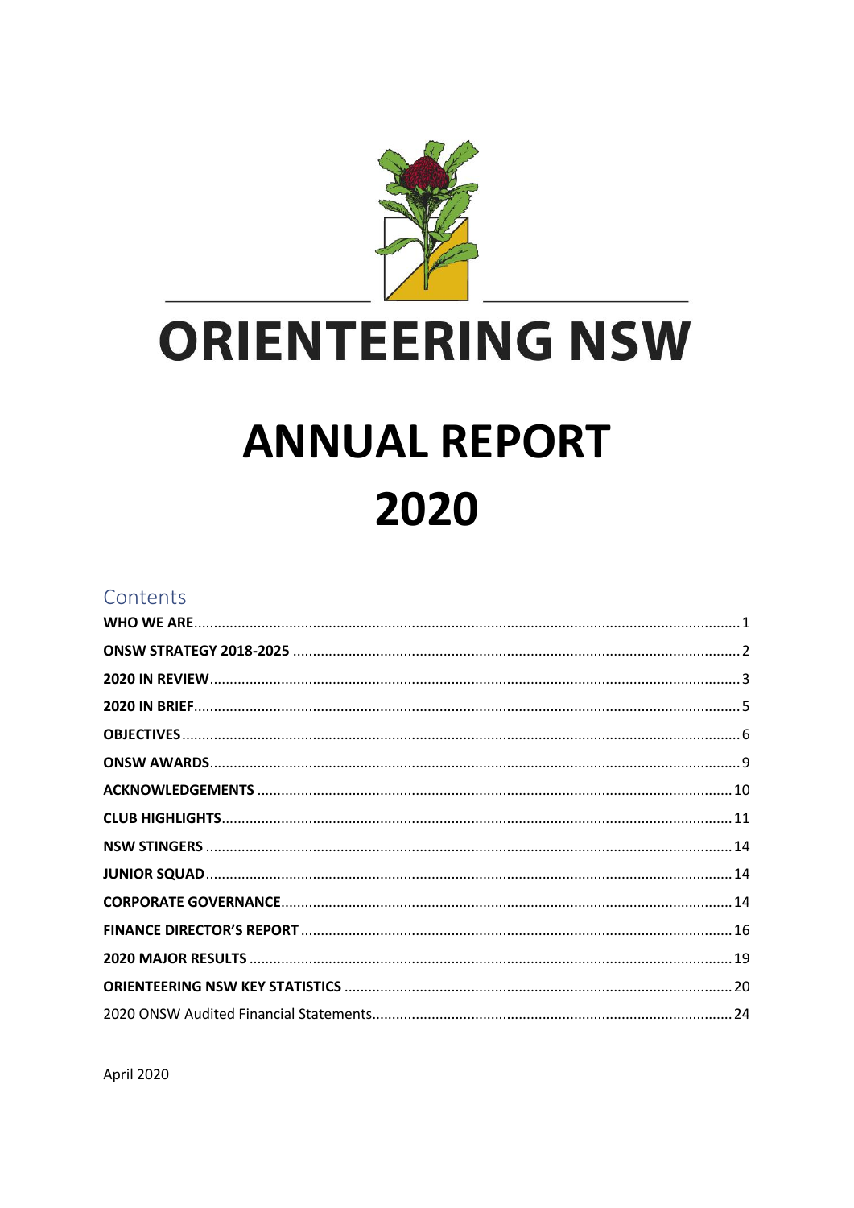# ORIENTEERING NSW

# ANNUAL REPORT 2020

## Contents

**WHO WE ARE** ........................................ 1
**ONSW STRATEGY 2018-2025** ........................................ 2
**2020 IN REVIEW** ........................................ 3
**2020 IN BRIEF** ........................................ 5
**OBJECTIVES** ........................................ 6
**ONSW AWARDS** ........................................ 9
**ACKNOWLEDGEMENTS** ........................................ 10
**CLUB HIGHLIGHTS** ........................................ 11
**NSW STINGERS** ........................................ 14
**JUNIOR SQUAD** ........................................ 14
**CORPORATE GOVERNANCE** ........................................ 14
**FINANCE DIRECTOR'S REPORT** ........................................ 16
**2020 MAJOR RESULTS** ........................................ 19
**ORIENTEERING NSW KEY STATISTICS** ........................................ 20
2020 ONSW Audited Financial Statements ........................................ 24

April 2020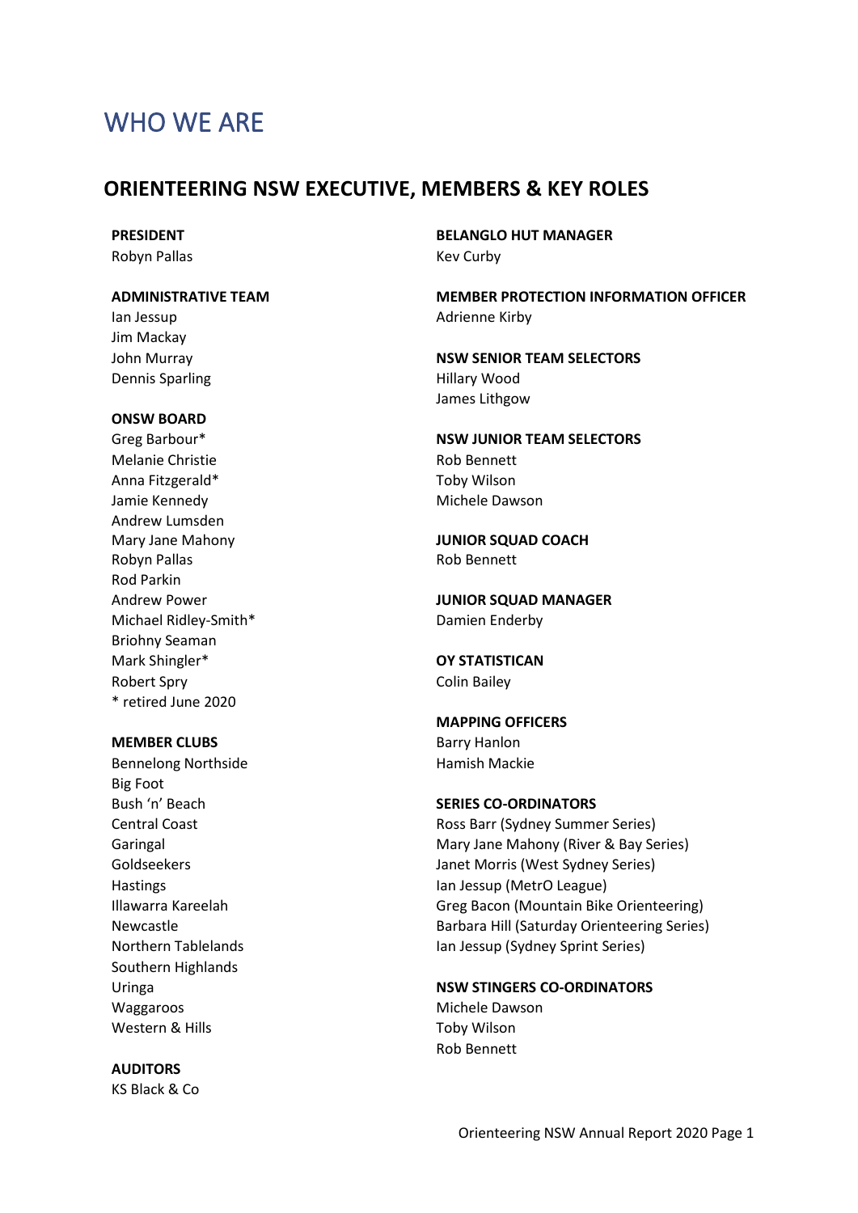# WHO WE ARE

## ORIENTEERING NSW EXECUTIVE, MEMBERS & KEY ROLES

**PRESIDENT**
Robyn Pallas

**ADMINISTRATIVE TEAM**
Ian Jessup
Jim Mackay
John Murray
Dennis Sparling

**ONSW BOARD**
Greg Barbour*
Melanie Christie
Anna Fitzgerald*
Jamie Kennedy
Andrew Lumsden
Mary Jane Mahony
Robyn Pallas
Rod Parkin
Andrew Power
Michael Ridley-Smith*
Briohny Seaman
Mark Shingler*
Robert Spry
* retired June 2020

**MEMBER CLUBS**
Bennelong Northside
Big Foot
Bush 'n' Beach
Central Coast
Garingal
Goldseekers
Hastings
Illawarra Kareelah
Newcastle
Northern Tablelands
Southern Highlands
Uringa
Waggaroos
Western & Hills

**AUDITORS**
KS Black & Co

**BELANGLO HUT MANAGER**
Kev Curby

**MEMBER PROTECTION INFORMATION OFFICER**
Adrienne Kirby

**NSW SENIOR TEAM SELECTORS**
Hillary Wood
James Lithgow

**NSW JUNIOR TEAM SELECTORS**
Rob Bennett
Toby Wilson
Michele Dawson

**JUNIOR SQUAD COACH**
Rob Bennett

**JUNIOR SQUAD MANAGER**
Damien Enderby

**OY STATISTICAN**
Colin Bailey

**MAPPING OFFICERS**
Barry Hanlon
Hamish Mackie

**SERIES CO-ORDINATORS**
Ross Barr (Sydney Summer Series)
Mary Jane Mahony (River & Bay Series)
Janet Morris (West Sydney Series)
Ian Jessup (MetrO League)
Greg Bacon (Mountain Bike Orienteering)
Barbara Hill (Saturday Orienteering Series)
Ian Jessup (Sydney Sprint Series)

**NSW STINGERS CO-ORDINATORS**
Michele Dawson
Toby Wilson
Rob Bennett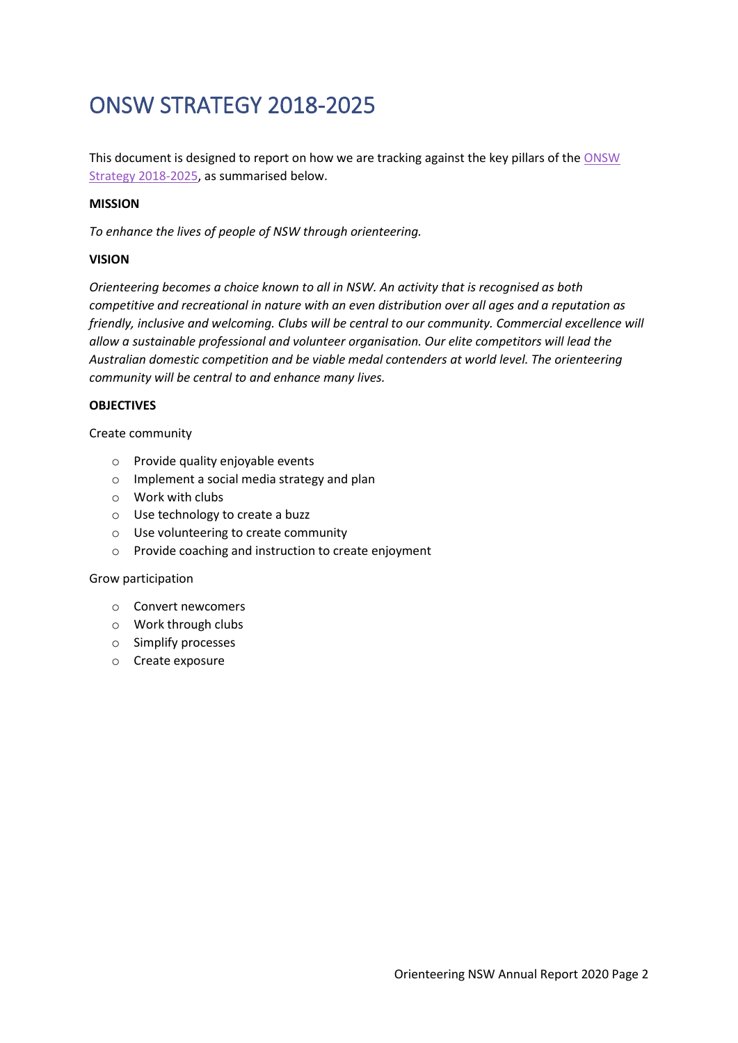# ONSW STRATEGY 2018-2025

This document is designed to report on how we are tracking against the key pillars of the ONSW Strategy 2018-2025, as summarised below.

**MISSION**

*To enhance the lives of people of NSW through orienteering.*

**VISION**

*Orienteering becomes a choice known to all in NSW. An activity that is recognised as both competitive and recreational in nature with an even distribution over all ages and a reputation as friendly, inclusive and welcoming. Clubs will be central to our community. Commercial excellence will allow a sustainable professional and volunteer organisation. Our elite competitors will lead the Australian domestic competition and be viable medal contenders at world level. The orienteering community will be central to and enhance many lives.*

**OBJECTIVES**

Create community

- Provide quality enjoyable events
- Implement a social media strategy and plan
- Work with clubs
- Use technology to create a buzz
- Use volunteering to create community
- Provide coaching and instruction to create enjoyment

Grow participation

- Convert newcomers
- Work through clubs
- Simplify processes
- Create exposure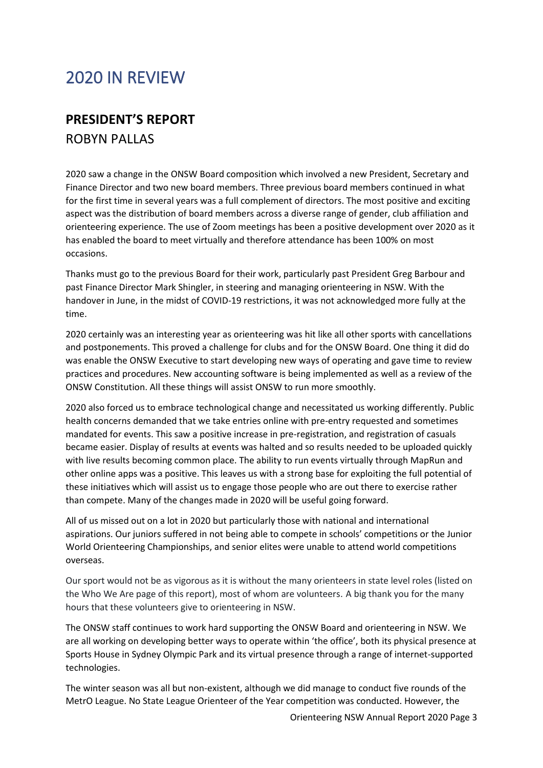# 2020 IN REVIEW

## PRESIDENT'S REPORT

ROBYN PALLAS

2020 saw a change in the ONSW Board composition which involved a new President, Secretary and Finance Director and two new board members. Three previous board members continued in what for the first time in several years was a full complement of directors. The most positive and exciting aspect was the distribution of board members across a diverse range of gender, club affiliation and orienteering experience. The use of Zoom meetings has been a positive development over 2020 as it has enabled the board to meet virtually and therefore attendance has been 100% on most occasions.

Thanks must go to the previous Board for their work, particularly past President Greg Barbour and past Finance Director Mark Shingler, in steering and managing orienteering in NSW. With the handover in June, in the midst of COVID-19 restrictions, it was not acknowledged more fully at the time.

2020 certainly was an interesting year as orienteering was hit like all other sports with cancellations and postponements. This proved a challenge for clubs and for the ONSW Board. One thing it did do was enable the ONSW Executive to start developing new ways of operating and gave time to review practices and procedures. New accounting software is being implemented as well as a review of the ONSW Constitution. All these things will assist ONSW to run more smoothly.

2020 also forced us to embrace technological change and necessitated us working differently. Public health concerns demanded that we take entries online with pre-entry requested and sometimes mandated for events. This saw a positive increase in pre-registration, and registration of casuals became easier. Display of results at events was halted and so results needed to be uploaded quickly with live results becoming common place. The ability to run events virtually through MapRun and other online apps was a positive. This leaves us with a strong base for exploiting the full potential of these initiatives which will assist us to engage those people who are out there to exercise rather than compete. Many of the changes made in 2020 will be useful going forward.

All of us missed out on a lot in 2020 but particularly those with national and international aspirations. Our juniors suffered in not being able to compete in schools' competitions or the Junior World Orienteering Championships, and senior elites were unable to attend world competitions overseas.

Our sport would not be as vigorous as it is without the many orienteers in state level roles (listed on the Who We Are page of this report), most of whom are volunteers. A big thank you for the many hours that these volunteers give to orienteering in NSW.

The ONSW staff continues to work hard supporting the ONSW Board and orienteering in NSW. We are all working on developing better ways to operate within 'the office', both its physical presence at Sports House in Sydney Olympic Park and its virtual presence through a range of internet-supported technologies.

The winter season was all but non-existent, although we did manage to conduct five rounds of the MetrO League. No State League Orienteer of the Year competition was conducted. However, the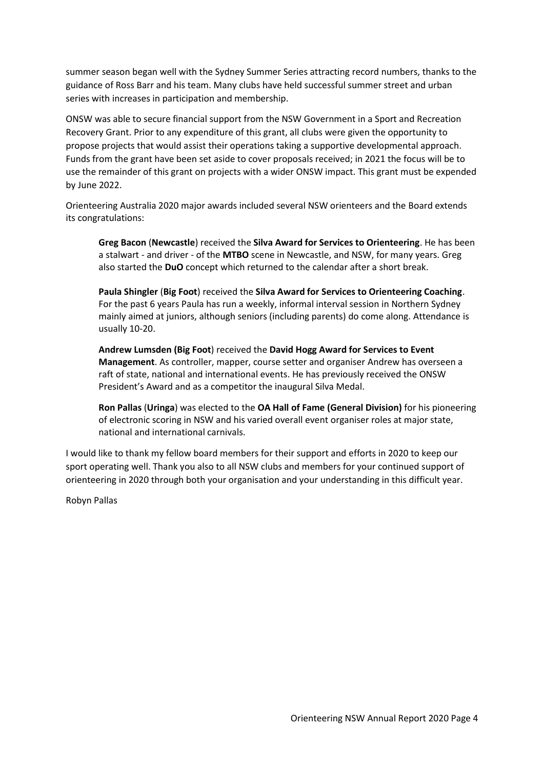summer season began well with the Sydney Summer Series attracting record numbers, thanks to the guidance of Ross Barr and his team. Many clubs have held successful summer street and urban series with increases in participation and membership.

ONSW was able to secure financial support from the NSW Government in a Sport and Recreation Recovery Grant. Prior to any expenditure of this grant, all clubs were given the opportunity to propose projects that would assist their operations taking a supportive developmental approach. Funds from the grant have been set aside to cover proposals received; in 2021 the focus will be to use the remainder of this grant on projects with a wider ONSW impact. This grant must be expended by June 2022.

Orienteering Australia 2020 major awards included several NSW orienteers and the Board extends its congratulations:

> **Greg Bacon** (**Newcastle**) received the **Silva Award for Services to Orienteering**. He has been a stalwart - and driver - of the **MTBO** scene in Newcastle, and NSW, for many years. Greg also started the **DuO** concept which returned to the calendar after a short break.
>
> **Paula Shingler** (**Big Foot**) received the **Silva Award for Services to Orienteering Coaching**. For the past 6 years Paula has run a weekly, informal interval session in Northern Sydney mainly aimed at juniors, although seniors (including parents) do come along. Attendance is usually 10-20.
>
> **Andrew Lumsden (Big Foot**) received the **David Hogg Award for Services to Event Management**. As controller, mapper, course setter and organiser Andrew has overseen a raft of state, national and international events. He has previously received the ONSW President's Award and as a competitor the inaugural Silva Medal.
>
> **Ron Pallas** (**Uringa**) was elected to the **OA Hall of Fame (General Division)** for his pioneering of electronic scoring in NSW and his varied overall event organiser roles at major state, national and international carnivals.

I would like to thank my fellow board members for their support and efforts in 2020 to keep our sport operating well. Thank you also to all NSW clubs and members for your continued support of orienteering in 2020 through both your organisation and your understanding in this difficult year.

Robyn Pallas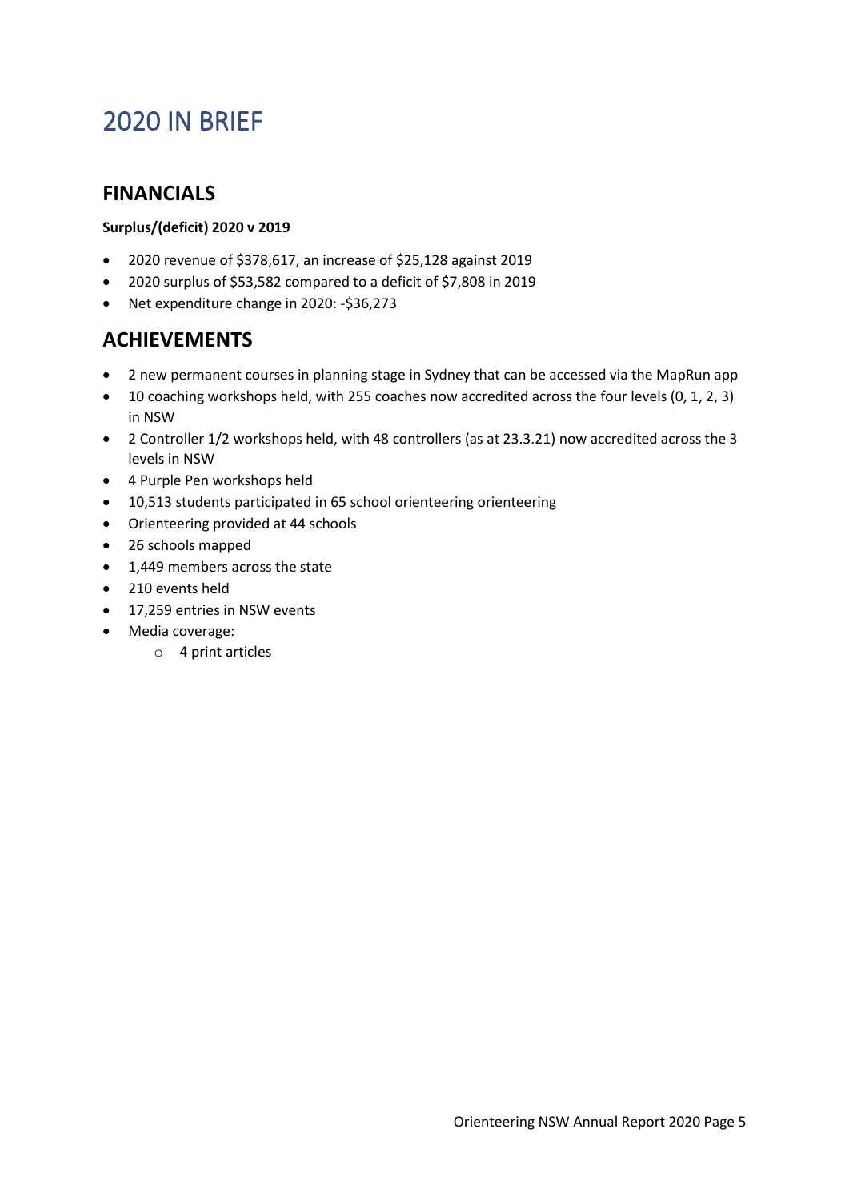# 2020 IN BRIEF

## FINANCIALS

**Surplus/(deficit) 2020 v 2019**

- 2020 revenue of $378,617, an increase of $25,128 against 2019
- 2020 surplus of $53,582 compared to a deficit of $7,808 in 2019
- Net expenditure change in 2020: -$36,273

## ACHIEVEMENTS

- 2 new permanent courses in planning stage in Sydney that can be accessed via the MapRun app
- 10 coaching workshops held, with 255 coaches now accredited across the four levels (0, 1, 2, 3) in NSW
- 2 Controller 1/2 workshops held, with 48 controllers (as at 23.3.21) now accredited across the 3 levels in NSW
- 4 Purple Pen workshops held
- 10,513 students participated in 65 school orienteering orienteering
- Orienteering provided at 44 schools
- 26 schools mapped
- 1,449 members across the state
- 210 events held
- 17,259 entries in NSW events
- Media coverage:
  - 4 print articles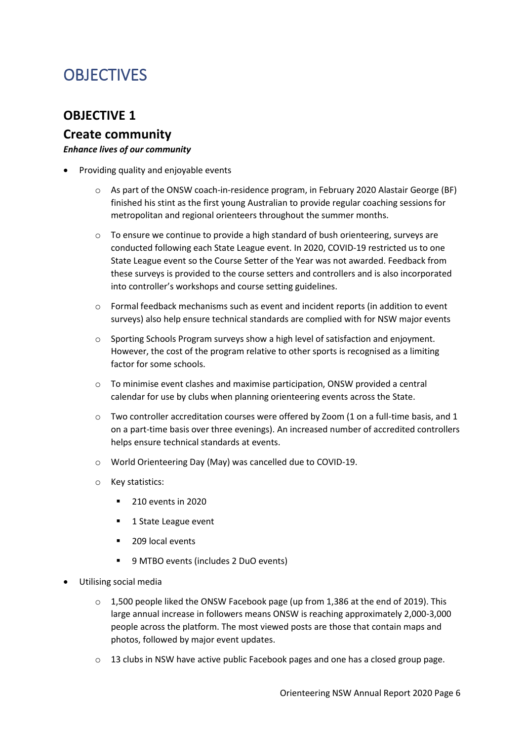# OBJECTIVES

## OBJECTIVE 1

## Create community

***Enhance lives of our community***

- Providing quality and enjoyable events
  - As part of the ONSW coach-in-residence program, in February 2020 Alastair George (BF) finished his stint as the first young Australian to provide regular coaching sessions for metropolitan and regional orienteers throughout the summer months.
  - To ensure we continue to provide a high standard of bush orienteering, surveys are conducted following each State League event. In 2020, COVID-19 restricted us to one State League event so the Course Setter of the Year was not awarded. Feedback from these surveys is provided to the course setters and controllers and is also incorporated into controller's workshops and course setting guidelines.
  - Formal feedback mechanisms such as event and incident reports (in addition to event surveys) also help ensure technical standards are complied with for NSW major events
  - Sporting Schools Program surveys show a high level of satisfaction and enjoyment. However, the cost of the program relative to other sports is recognised as a limiting factor for some schools.
  - To minimise event clashes and maximise participation, ONSW provided a central calendar for use by clubs when planning orienteering events across the State.
  - Two controller accreditation courses were offered by Zoom (1 on a full-time basis, and 1 on a part-time basis over three evenings). An increased number of accredited controllers helps ensure technical standards at events.
  - World Orienteering Day (May) was cancelled due to COVID-19.
  - Key statistics:
    - 210 events in 2020
    - 1 State League event
    - 209 local events
    - 9 MTBO events (includes 2 DuO events)
- Utilising social media
  - 1,500 people liked the ONSW Facebook page (up from 1,386 at the end of 2019). This large annual increase in followers means ONSW is reaching approximately 2,000-3,000 people across the platform. The most viewed posts are those that contain maps and photos, followed by major event updates.
  - 13 clubs in NSW have active public Facebook pages and one has a closed group page.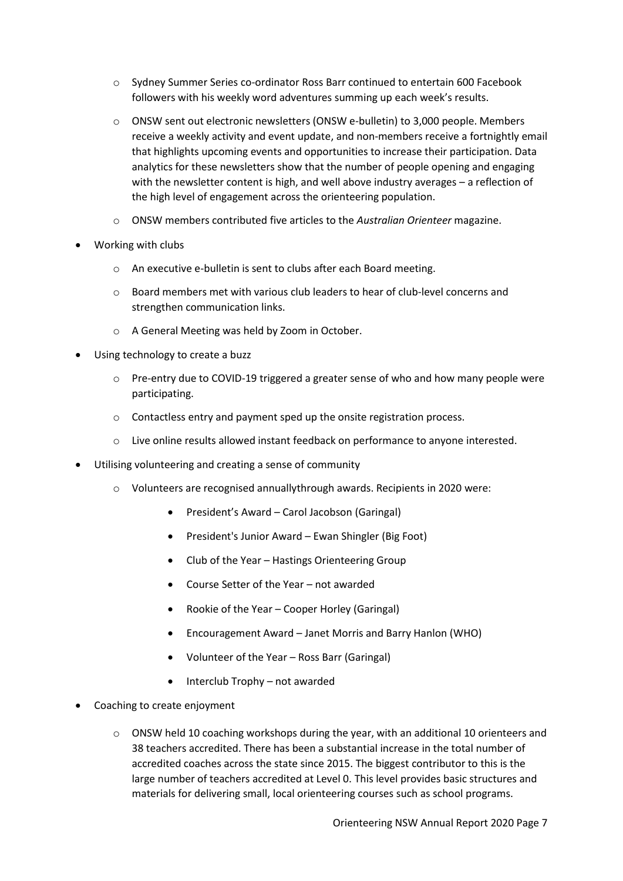- Sydney Summer Series co-ordinator Ross Barr continued to entertain 600 Facebook followers with his weekly word adventures summing up each week's results.
- ONSW sent out electronic newsletters (ONSW e-bulletin) to 3,000 people. Members receive a weekly activity and event update, and non-members receive a fortnightly email that highlights upcoming events and opportunities to increase their participation. Data analytics for these newsletters show that the number of people opening and engaging with the newsletter content is high, and well above industry averages – a reflection of the high level of engagement across the orienteering population.
- ONSW members contributed five articles to the *Australian Orienteer* magazine.

- Working with clubs
  - An executive e-bulletin is sent to clubs after each Board meeting.
  - Board members met with various club leaders to hear of club-level concerns and strengthen communication links.
  - A General Meeting was held by Zoom in October.
- Using technology to create a buzz
  - Pre-entry due to COVID-19 triggered a greater sense of who and how many people were participating.
  - Contactless entry and payment sped up the onsite registration process.
  - Live online results allowed instant feedback on performance to anyone interested.
- Utilising volunteering and creating a sense of community
  - Volunteers are recognised annuallythrough awards. Recipients in 2020 were:
    - President's Award – Carol Jacobson (Garingal)
    - President's Junior Award – Ewan Shingler (Big Foot)
    - Club of the Year – Hastings Orienteering Group
    - Course Setter of the Year – not awarded
    - Rookie of the Year – Cooper Horley (Garingal)
    - Encouragement Award – Janet Morris and Barry Hanlon (WHO)
    - Volunteer of the Year – Ross Barr (Garingal)
    - Interclub Trophy – not awarded
- Coaching to create enjoyment
  - ONSW held 10 coaching workshops during the year, with an additional 10 orienteers and 38 teachers accredited. There has been a substantial increase in the total number of accredited coaches across the state since 2015. The biggest contributor to this is the large number of teachers accredited at Level 0. This level provides basic structures and materials for delivering small, local orienteering courses such as school programs.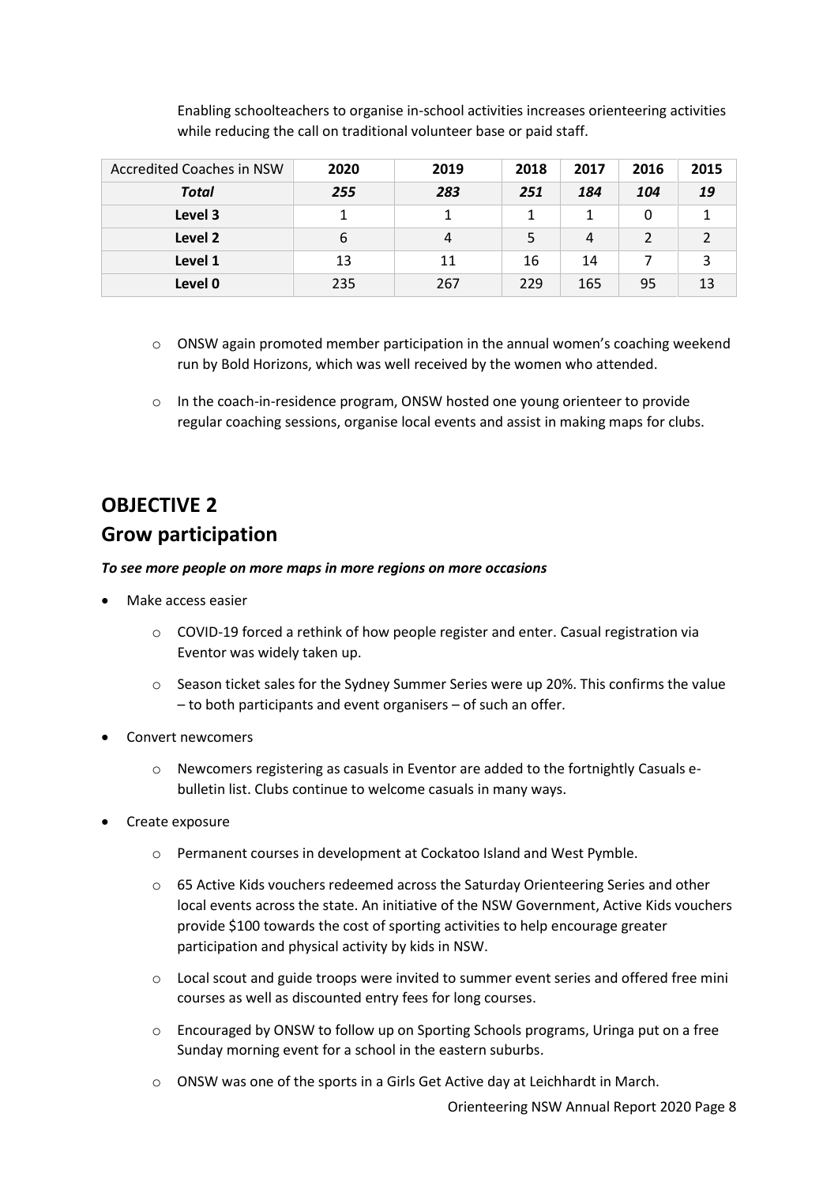Enabling schoolteachers to organise in-school activities increases orienteering activities while reducing the call on traditional volunteer base or paid staff.

| Accredited Coaches in NSW | 2020 | 2019 | 2018 | 2017 | 2016 | 2015 |
|---|---|---|---|---|---|---|
| ***Total*** | ***255*** | ***283*** | ***251*** | ***184*** | ***104*** | ***19*** |
| **Level 3** | 1 | 1 | 1 | 1 | 0 | 1 |
| **Level 2** | 6 | 4 | 5 | 4 | 2 | 2 |
| **Level 1** | 13 | 11 | 16 | 14 | 7 | 3 |
| **Level 0** | 235 | 267 | 229 | 165 | 95 | 13 |

- ONSW again promoted member participation in the annual women's coaching weekend run by Bold Horizons, which was well received by the women who attended.
- In the coach-in-residence program, ONSW hosted one young orienteer to provide regular coaching sessions, organise local events and assist in making maps for clubs.

# OBJECTIVE 2
# Grow participation

***To see more people on more maps in more regions on more occasions***

- Make access easier
  - COVID-19 forced a rethink of how people register and enter. Casual registration via Eventor was widely taken up.
  - Season ticket sales for the Sydney Summer Series were up 20%. This confirms the value – to both participants and event organisers – of such an offer.
- Convert newcomers
  - Newcomers registering as casuals in Eventor are added to the fortnightly Casuals e-bulletin list. Clubs continue to welcome casuals in many ways.
- Create exposure
  - Permanent courses in development at Cockatoo Island and West Pymble.
  - 65 Active Kids vouchers redeemed across the Saturday Orienteering Series and other local events across the state. An initiative of the NSW Government, Active Kids vouchers provide $100 towards the cost of sporting activities to help encourage greater participation and physical activity by kids in NSW.
  - Local scout and guide troops were invited to summer event series and offered free mini courses as well as discounted entry fees for long courses.
  - Encouraged by ONSW to follow up on Sporting Schools programs, Uringa put on a free Sunday morning event for a school in the eastern suburbs.
  - ONSW was one of the sports in a Girls Get Active day at Leichhardt in March.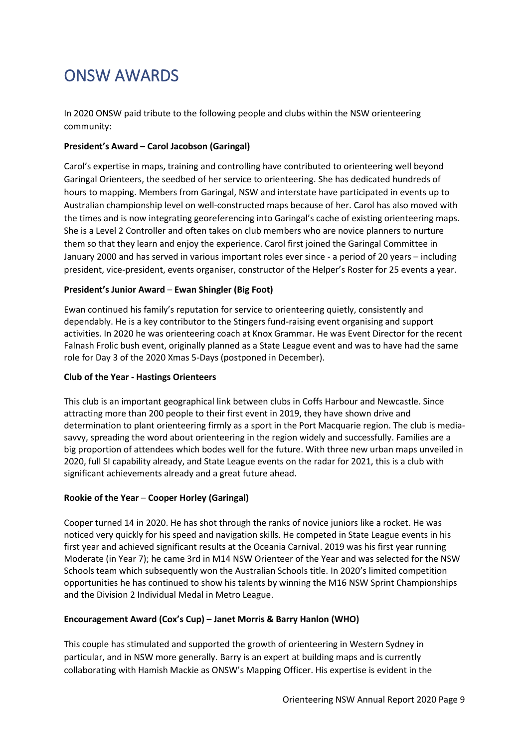# ONSW AWARDS

In 2020 ONSW paid tribute to the following people and clubs within the NSW orienteering community:

**President's Award – Carol Jacobson (Garingal)**

Carol's expertise in maps, training and controlling have contributed to orienteering well beyond Garingal Orienteers, the seedbed of her service to orienteering. She has dedicated hundreds of hours to mapping. Members from Garingal, NSW and interstate have participated in events up to Australian championship level on well-constructed maps because of her. Carol has also moved with the times and is now integrating georeferencing into Garingal's cache of existing orienteering maps. She is a Level 2 Controller and often takes on club members who are novice planners to nurture them so that they learn and enjoy the experience. Carol first joined the Garingal Committee in January 2000 and has served in various important roles ever since - a period of 20 years – including president, vice-president, events organiser, constructor of the Helper's Roster for 25 events a year.

**President's Junior Award – Ewan Shingler (Big Foot)**

Ewan continued his family's reputation for service to orienteering quietly, consistently and dependably. He is a key contributor to the Stingers fund-raising event organising and support activities. In 2020 he was orienteering coach at Knox Grammar. He was Event Director for the recent Falnash Frolic bush event, originally planned as a State League event and was to have had the same role for Day 3 of the 2020 Xmas 5-Days (postponed in December).

**Club of the Year - Hastings Orienteers**

This club is an important geographical link between clubs in Coffs Harbour and Newcastle. Since attracting more than 200 people to their first event in 2019, they have shown drive and determination to plant orienteering firmly as a sport in the Port Macquarie region. The club is media-savvy, spreading the word about orienteering in the region widely and successfully. Families are a big proportion of attendees which bodes well for the future. With three new urban maps unveiled in 2020, full SI capability already, and State League events on the radar for 2021, this is a club with significant achievements already and a great future ahead.

**Rookie of the Year – Cooper Horley (Garingal)**

Cooper turned 14 in 2020. He has shot through the ranks of novice juniors like a rocket. He was noticed very quickly for his speed and navigation skills. He competed in State League events in his first year and achieved significant results at the Oceania Carnival. 2019 was his first year running Moderate (in Year 7); he came 3rd in M14 NSW Orienteer of the Year and was selected for the NSW Schools team which subsequently won the Australian Schools title. In 2020's limited competition opportunities he has continued to show his talents by winning the M16 NSW Sprint Championships and the Division 2 Individual Medal in Metro League.

**Encouragement Award (Cox's Cup) – Janet Morris & Barry Hanlon (WHO)**

This couple has stimulated and supported the growth of orienteering in Western Sydney in particular, and in NSW more generally. Barry is an expert at building maps and is currently collaborating with Hamish Mackie as ONSW's Mapping Officer. His expertise is evident in the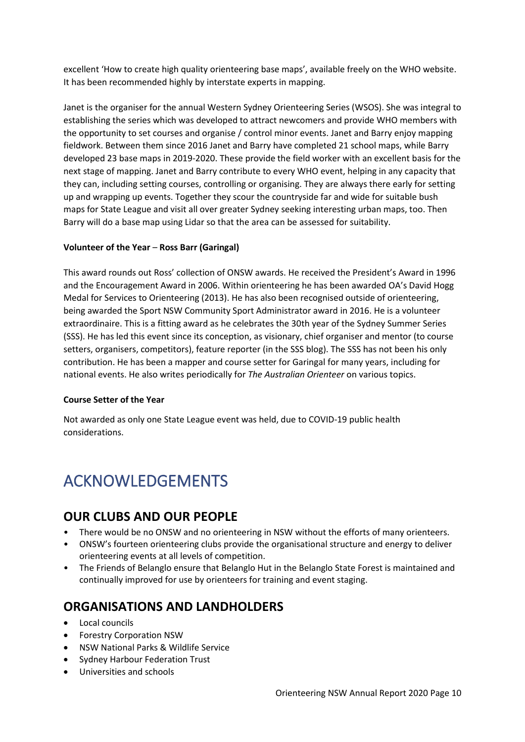excellent 'How to create high quality orienteering base maps', available freely on the WHO website. It has been recommended highly by interstate experts in mapping.

Janet is the organiser for the annual Western Sydney Orienteering Series (WSOS). She was integral to establishing the series which was developed to attract newcomers and provide WHO members with the opportunity to set courses and organise / control minor events. Janet and Barry enjoy mapping fieldwork. Between them since 2016 Janet and Barry have completed 21 school maps, while Barry developed 23 base maps in 2019-2020. These provide the field worker with an excellent basis for the next stage of mapping. Janet and Barry contribute to every WHO event, helping in any capacity that they can, including setting courses, controlling or organising. They are always there early for setting up and wrapping up events. Together they scour the countryside far and wide for suitable bush maps for State League and visit all over greater Sydney seeking interesting urban maps, too. Then Barry will do a base map using Lidar so that the area can be assessed for suitability.

**Volunteer of the Year** – **Ross Barr (Garingal)**

This award rounds out Ross' collection of ONSW awards. He received the President's Award in 1996 and the Encouragement Award in 2006. Within orienteering he has been awarded OA's David Hogg Medal for Services to Orienteering (2013). He has also been recognised outside of orienteering, being awarded the Sport NSW Community Sport Administrator award in 2016. He is a volunteer extraordinaire. This is a fitting award as he celebrates the 30th year of the Sydney Summer Series (SSS). He has led this event since its conception, as visionary, chief organiser and mentor (to course setters, organisers, competitors), feature reporter (in the SSS blog). The SSS has not been his only contribution. He has been a mapper and course setter for Garingal for many years, including for national events. He also writes periodically for *The Australian Orienteer* on various topics.

**Course Setter of the Year**

Not awarded as only one State League event was held, due to COVID-19 public health considerations.

# ACKNOWLEDGEMENTS

## OUR CLUBS AND OUR PEOPLE

- There would be no ONSW and no orienteering in NSW without the efforts of many orienteers.
- ONSW's fourteen orienteering clubs provide the organisational structure and energy to deliver orienteering events at all levels of competition.
- The Friends of Belanglo ensure that Belanglo Hut in the Belanglo State Forest is maintained and continually improved for use by orienteers for training and event staging.

## ORGANISATIONS AND LANDHOLDERS

- Local councils
- Forestry Corporation NSW
- NSW National Parks & Wildlife Service
- Sydney Harbour Federation Trust
- Universities and schools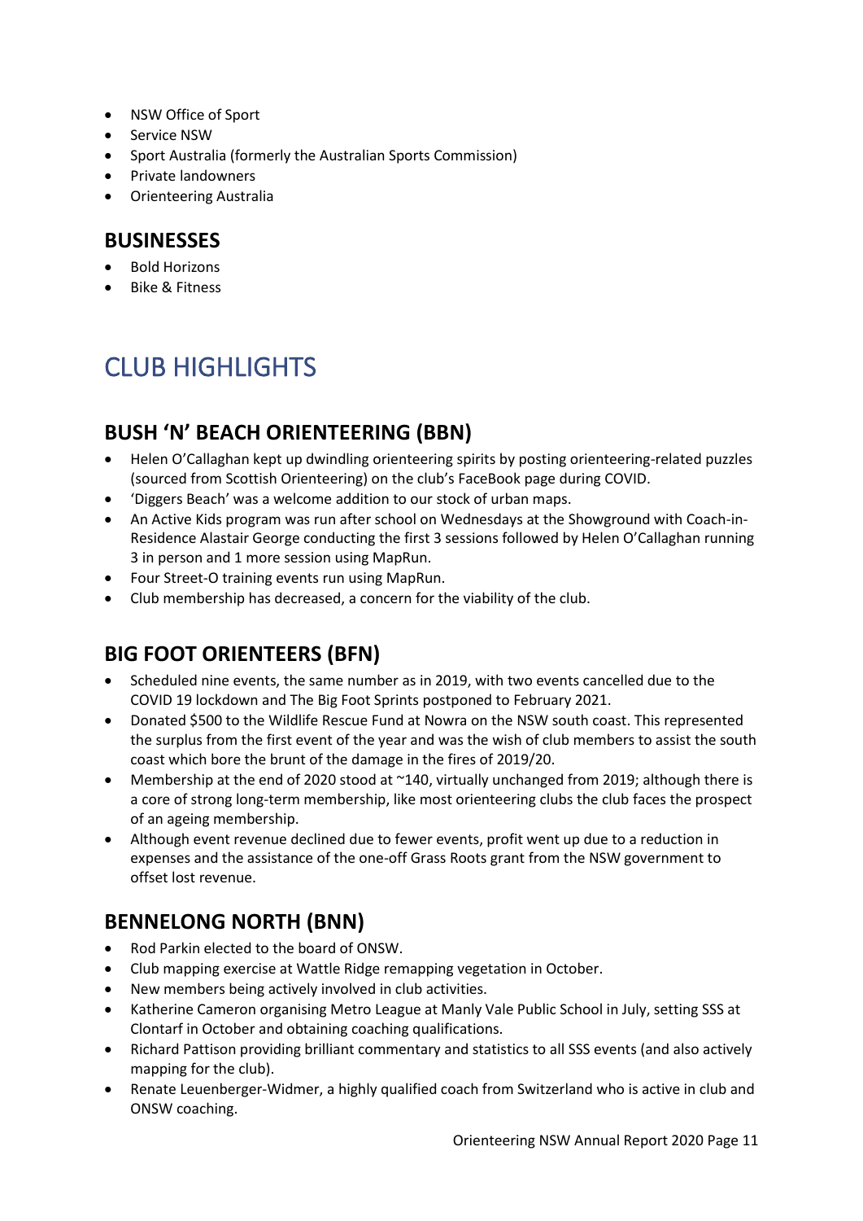- NSW Office of Sport
- Service NSW
- Sport Australia (formerly the Australian Sports Commission)
- Private landowners
- Orienteering Australia

### BUSINESSES

- Bold Horizons
- Bike & Fitness

## CLUB HIGHLIGHTS

### BUSH 'N' BEACH ORIENTEERING (BBN)

- Helen O'Callaghan kept up dwindling orienteering spirits by posting orienteering-related puzzles (sourced from Scottish Orienteering) on the club's FaceBook page during COVID.
- 'Diggers Beach' was a welcome addition to our stock of urban maps.
- An Active Kids program was run after school on Wednesdays at the Showground with Coach-in-Residence Alastair George conducting the first 3 sessions followed by Helen O'Callaghan running 3 in person and 1 more session using MapRun.
- Four Street-O training events run using MapRun.
- Club membership has decreased, a concern for the viability of the club.

### BIG FOOT ORIENTEERS (BFN)

- Scheduled nine events, the same number as in 2019, with two events cancelled due to the COVID 19 lockdown and The Big Foot Sprints postponed to February 2021.
- Donated $500 to the Wildlife Rescue Fund at Nowra on the NSW south coast. This represented the surplus from the first event of the year and was the wish of club members to assist the south coast which bore the brunt of the damage in the fires of 2019/20.
- Membership at the end of 2020 stood at ~140, virtually unchanged from 2019; although there is a core of strong long-term membership, like most orienteering clubs the club faces the prospect of an ageing membership.
- Although event revenue declined due to fewer events, profit went up due to a reduction in expenses and the assistance of the one-off Grass Roots grant from the NSW government to offset lost revenue.

### BENNELONG NORTH (BNN)

- Rod Parkin elected to the board of ONSW.
- Club mapping exercise at Wattle Ridge remapping vegetation in October.
- New members being actively involved in club activities.
- Katherine Cameron organising Metro League at Manly Vale Public School in July, setting SSS at Clontarf in October and obtaining coaching qualifications.
- Richard Pattison providing brilliant commentary and statistics to all SSS events (and also actively mapping for the club).
- Renate Leuenberger-Widmer, a highly qualified coach from Switzerland who is active in club and ONSW coaching.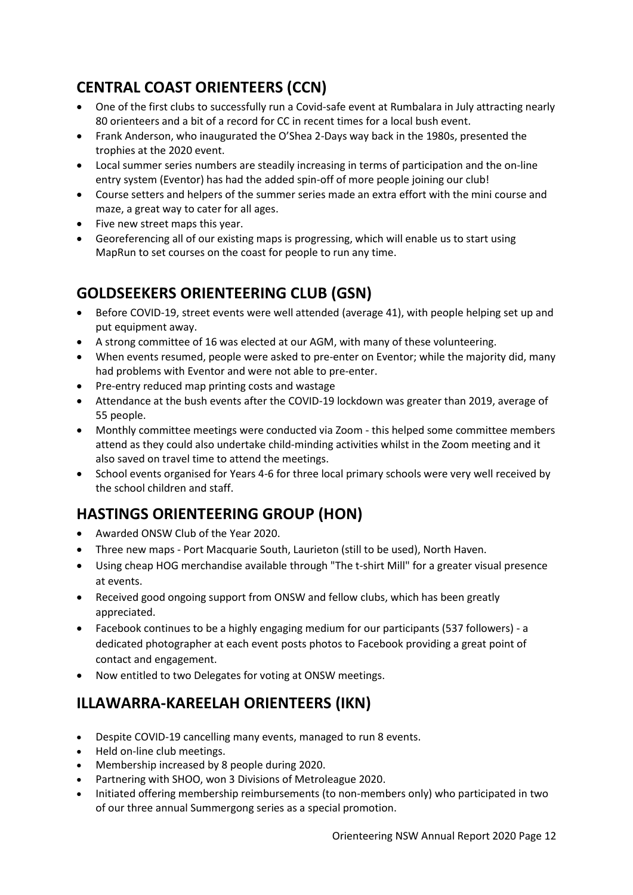## CENTRAL COAST ORIENTEERS (CCN)

- One of the first clubs to successfully run a Covid-safe event at Rumbalara in July attracting nearly 80 orienteers and a bit of a record for CC in recent times for a local bush event.
- Frank Anderson, who inaugurated the O'Shea 2-Days way back in the 1980s, presented the trophies at the 2020 event.
- Local summer series numbers are steadily increasing in terms of participation and the on-line entry system (Eventor) has had the added spin-off of more people joining our club!
- Course setters and helpers of the summer series made an extra effort with the mini course and maze, a great way to cater for all ages.
- Five new street maps this year.
- Georeferencing all of our existing maps is progressing, which will enable us to start using MapRun to set courses on the coast for people to run any time.

## GOLDSEEKERS ORIENTEERING CLUB (GSN)

- Before COVID-19, street events were well attended (average 41), with people helping set up and put equipment away.
- A strong committee of 16 was elected at our AGM, with many of these volunteering.
- When events resumed, people were asked to pre-enter on Eventor; while the majority did, many had problems with Eventor and were not able to pre-enter.
- Pre-entry reduced map printing costs and wastage
- Attendance at the bush events after the COVID-19 lockdown was greater than 2019, average of 55 people.
- Monthly committee meetings were conducted via Zoom - this helped some committee members attend as they could also undertake child-minding activities whilst in the Zoom meeting and it also saved on travel time to attend the meetings.
- School events organised for Years 4-6 for three local primary schools were very well received by the school children and staff.

## HASTINGS ORIENTEERING GROUP (HON)

- Awarded ONSW Club of the Year 2020.
- Three new maps - Port Macquarie South, Laurieton (still to be used), North Haven.
- Using cheap HOG merchandise available through "The t-shirt Mill" for a greater visual presence at events.
- Received good ongoing support from ONSW and fellow clubs, which has been greatly appreciated.
- Facebook continues to be a highly engaging medium for our participants (537 followers) - a dedicated photographer at each event posts photos to Facebook providing a great point of contact and engagement.
- Now entitled to two Delegates for voting at ONSW meetings.

## ILLAWARRA-KAREELAH ORIENTEERS (IKN)

- Despite COVID-19 cancelling many events, managed to run 8 events.
- Held on-line club meetings.
- Membership increased by 8 people during 2020.
- Partnering with SHOO, won 3 Divisions of Metroleague 2020.
- Initiated offering membership reimbursements (to non-members only) who participated in two of our three annual Summergong series as a special promotion.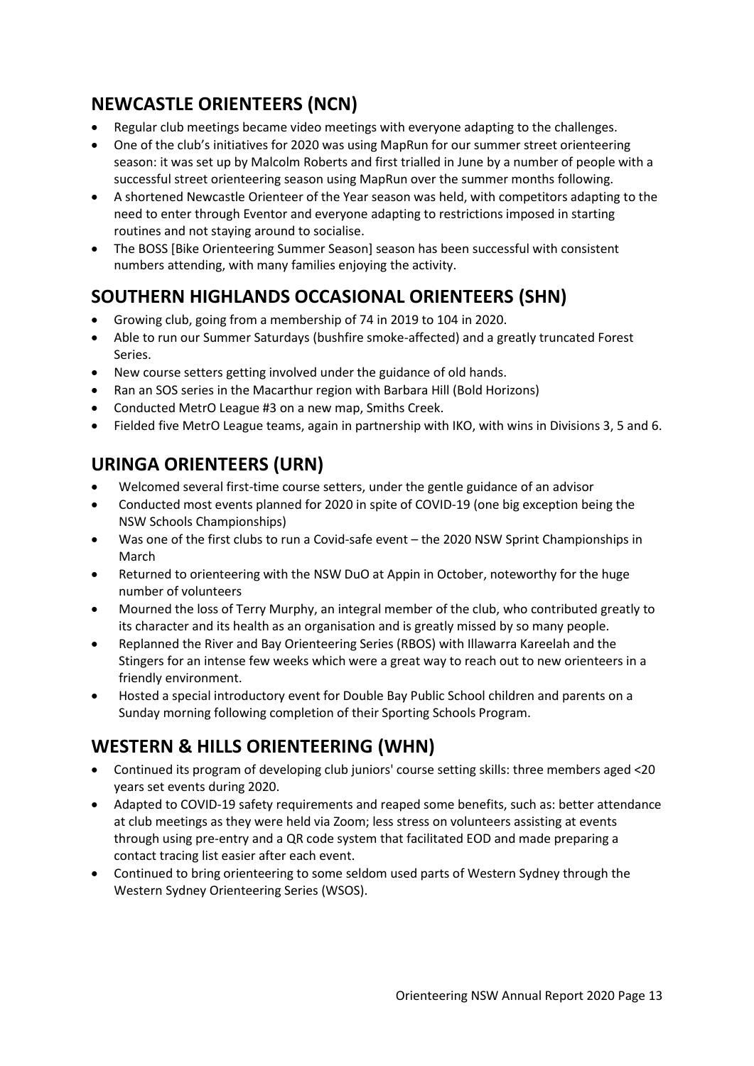## NEWCASTLE ORIENTEERS (NCN)

- Regular club meetings became video meetings with everyone adapting to the challenges.
- One of the club's initiatives for 2020 was using MapRun for our summer street orienteering season: it was set up by Malcolm Roberts and first trialled in June by a number of people with a successful street orienteering season using MapRun over the summer months following.
- A shortened Newcastle Orienteer of the Year season was held, with competitors adapting to the need to enter through Eventor and everyone adapting to restrictions imposed in starting routines and not staying around to socialise.
- The BOSS [Bike Orienteering Summer Season] season has been successful with consistent numbers attending, with many families enjoying the activity.

## SOUTHERN HIGHLANDS OCCASIONAL ORIENTEERS (SHN)

- Growing club, going from a membership of 74 in 2019 to 104 in 2020.
- Able to run our Summer Saturdays (bushfire smoke-affected) and a greatly truncated Forest Series.
- New course setters getting involved under the guidance of old hands.
- Ran an SOS series in the Macarthur region with Barbara Hill (Bold Horizons)
- Conducted MetrO League #3 on a new map, Smiths Creek.
- Fielded five MetrO League teams, again in partnership with IKO, with wins in Divisions 3, 5 and 6.

## URINGA ORIENTEERS (URN)

- Welcomed several first-time course setters, under the gentle guidance of an advisor
- Conducted most events planned for 2020 in spite of COVID-19 (one big exception being the NSW Schools Championships)
- Was one of the first clubs to run a Covid-safe event – the 2020 NSW Sprint Championships in March
- Returned to orienteering with the NSW DuO at Appin in October, noteworthy for the huge number of volunteers
- Mourned the loss of Terry Murphy, an integral member of the club, who contributed greatly to its character and its health as an organisation and is greatly missed by so many people.
- Replanned the River and Bay Orienteering Series (RBOS) with Illawarra Kareelah and the Stingers for an intense few weeks which were a great way to reach out to new orienteers in a friendly environment.
- Hosted a special introductory event for Double Bay Public School children and parents on a Sunday morning following completion of their Sporting Schools Program.

## WESTERN & HILLS ORIENTEERING (WHN)

- Continued its program of developing club juniors' course setting skills: three members aged <20 years set events during 2020.
- Adapted to COVID-19 safety requirements and reaped some benefits, such as: better attendance at club meetings as they were held via Zoom; less stress on volunteers assisting at events through using pre-entry and a QR code system that facilitated EOD and made preparing a contact tracing list easier after each event.
- Continued to bring orienteering to some seldom used parts of Western Sydney through the Western Sydney Orienteering Series (WSOS).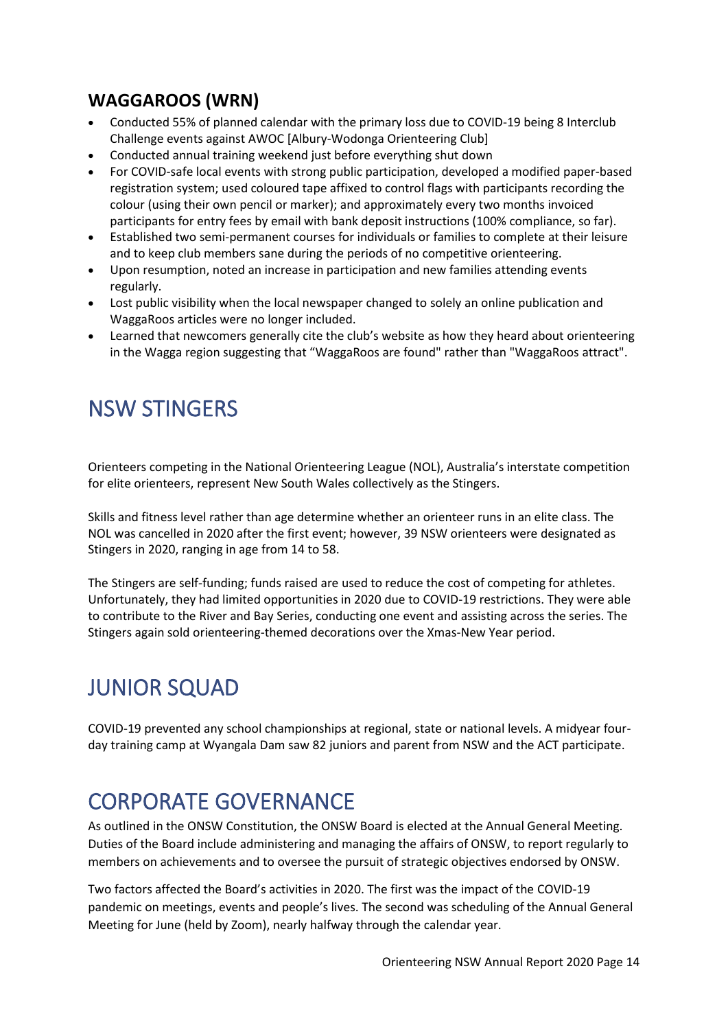## WAGGAROOS (WRN)

- Conducted 55% of planned calendar with the primary loss due to COVID-19 being 8 Interclub Challenge events against AWOC [Albury-Wodonga Orienteering Club]
- Conducted annual training weekend just before everything shut down
- For COVID-safe local events with strong public participation, developed a modified paper-based registration system; used coloured tape affixed to control flags with participants recording the colour (using their own pencil or marker); and approximately every two months invoiced participants for entry fees by email with bank deposit instructions (100% compliance, so far).
- Established two semi-permanent courses for individuals or families to complete at their leisure and to keep club members sane during the periods of no competitive orienteering.
- Upon resumption, noted an increase in participation and new families attending events regularly.
- Lost public visibility when the local newspaper changed to solely an online publication and WaggaRoos articles were no longer included.
- Learned that newcomers generally cite the club's website as how they heard about orienteering in the Wagga region suggesting that "WaggaRoos are found" rather than "WaggaRoos attract".

# NSW STINGERS

Orienteers competing in the National Orienteering League (NOL), Australia's interstate competition for elite orienteers, represent New South Wales collectively as the Stingers.

Skills and fitness level rather than age determine whether an orienteer runs in an elite class. The NOL was cancelled in 2020 after the first event; however, 39 NSW orienteers were designated as Stingers in 2020, ranging in age from 14 to 58.

The Stingers are self-funding; funds raised are used to reduce the cost of competing for athletes. Unfortunately, they had limited opportunities in 2020 due to COVID-19 restrictions. They were able to contribute to the River and Bay Series, conducting one event and assisting across the series. The Stingers again sold orienteering-themed decorations over the Xmas-New Year period.

# JUNIOR SQUAD

COVID-19 prevented any school championships at regional, state or national levels. A midyear four-day training camp at Wyangala Dam saw 82 juniors and parent from NSW and the ACT participate.

# CORPORATE GOVERNANCE

As outlined in the ONSW Constitution, the ONSW Board is elected at the Annual General Meeting. Duties of the Board include administering and managing the affairs of ONSW, to report regularly to members on achievements and to oversee the pursuit of strategic objectives endorsed by ONSW.

Two factors affected the Board's activities in 2020. The first was the impact of the COVID-19 pandemic on meetings, events and people's lives. The second was scheduling of the Annual General Meeting for June (held by Zoom), nearly halfway through the calendar year.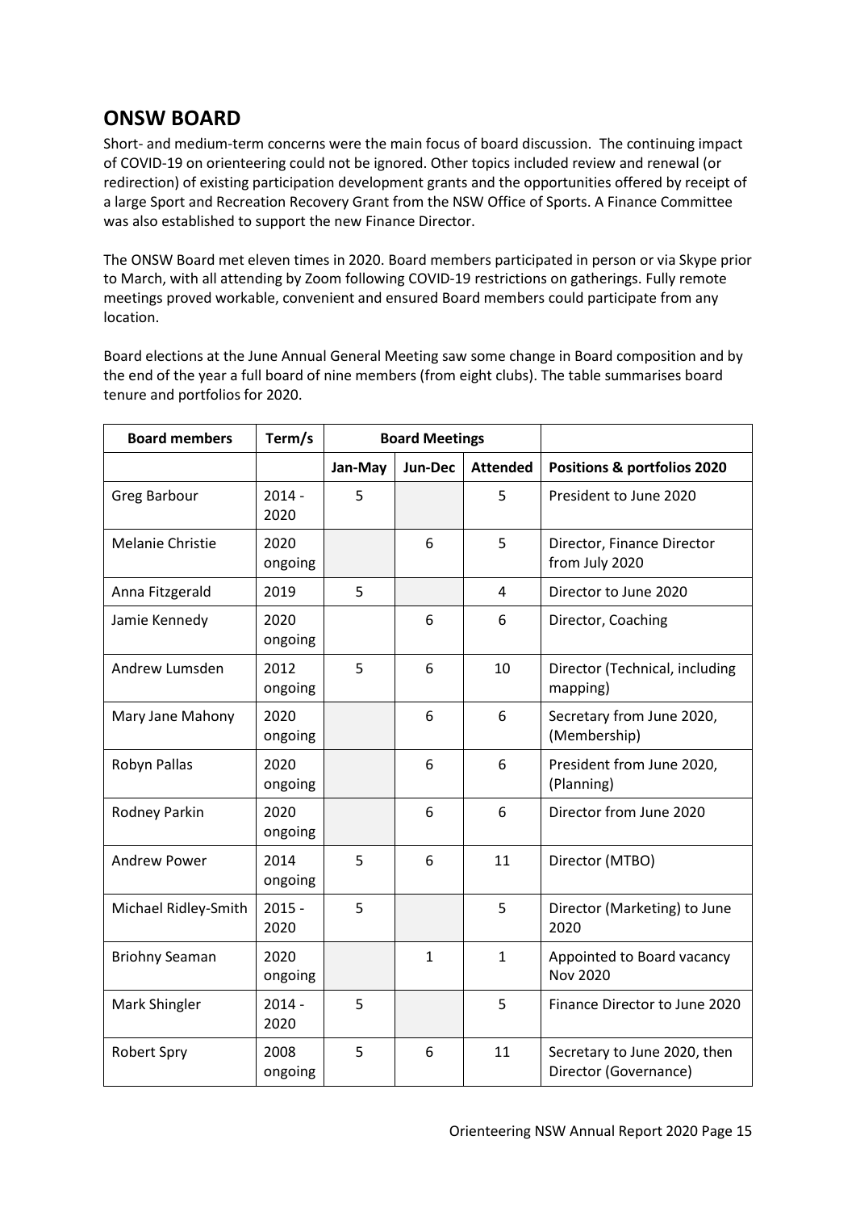## ONSW BOARD

Short- and medium-term concerns were the main focus of board discussion. The continuing impact of COVID-19 on orienteering could not be ignored. Other topics included review and renewal (or redirection) of existing participation development grants and the opportunities offered by receipt of a large Sport and Recreation Recovery Grant from the NSW Office of Sports. A Finance Committee was also established to support the new Finance Director.

The ONSW Board met eleven times in 2020. Board members participated in person or via Skype prior to March, with all attending by Zoom following COVID-19 restrictions on gatherings. Fully remote meetings proved workable, convenient and ensured Board members could participate from any location.

Board elections at the June Annual General Meeting saw some change in Board composition and by the end of the year a full board of nine members (from eight clubs). The table summarises board tenure and portfolios for 2020.

| Board members | Term/s | Board Meetings | | | |
|---|---|---|---|---|---|
| | | Jan-May | Jun-Dec | Attended | Positions & portfolios 2020 |
| Greg Barbour | 2014 - 2020 | 5 | | 5 | President to June 2020 |
| Melanie Christie | 2020 ongoing | | 6 | 5 | Director, Finance Director from July 2020 |
| Anna Fitzgerald | 2019 | 5 | | 4 | Director to June 2020 |
| Jamie Kennedy | 2020 ongoing | | 6 | 6 | Director, Coaching |
| Andrew Lumsden | 2012 ongoing | 5 | 6 | 10 | Director (Technical, including mapping) |
| Mary Jane Mahony | 2020 ongoing | | 6 | 6 | Secretary from June 2020, (Membership) |
| Robyn Pallas | 2020 ongoing | | 6 | 6 | President from June 2020, (Planning) |
| Rodney Parkin | 2020 ongoing | | 6 | 6 | Director from June 2020 |
| Andrew Power | 2014 ongoing | 5 | 6 | 11 | Director (MTBO) |
| Michael Ridley-Smith | 2015 - 2020 | 5 | | 5 | Director (Marketing) to June 2020 |
| Briohny Seaman | 2020 ongoing | | 1 | 1 | Appointed to Board vacancy Nov 2020 |
| Mark Shingler | 2014 - 2020 | 5 | | 5 | Finance Director to June 2020 |
| Robert Spry | 2008 ongoing | 5 | 6 | 11 | Secretary to June 2020, then Director (Governance) |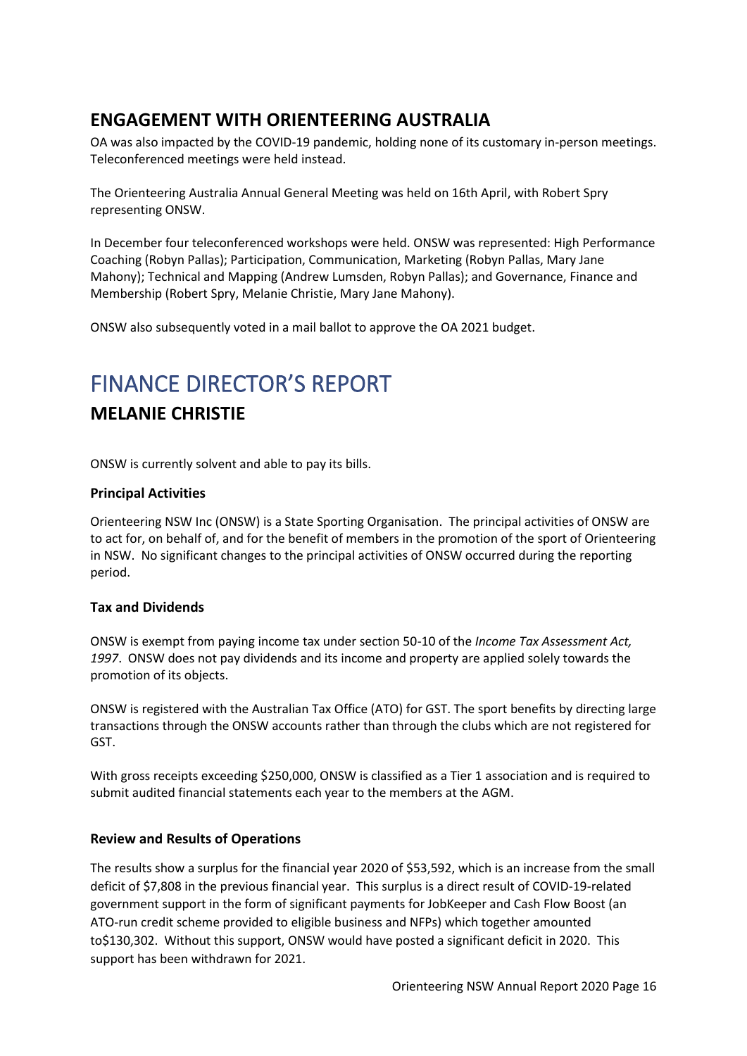## ENGAGEMENT WITH ORIENTEERING AUSTRALIA

OA was also impacted by the COVID-19 pandemic, holding none of its customary in-person meetings. Teleconferenced meetings were held instead.

The Orienteering Australia Annual General Meeting was held on 16th April, with Robert Spry representing ONSW.

In December four teleconferenced workshops were held. ONSW was represented: High Performance Coaching (Robyn Pallas); Participation, Communication, Marketing (Robyn Pallas, Mary Jane Mahony); Technical and Mapping (Andrew Lumsden, Robyn Pallas); and Governance, Finance and Membership (Robert Spry, Melanie Christie, Mary Jane Mahony).

ONSW also subsequently voted in a mail ballot to approve the OA 2021 budget.

# FINANCE DIRECTOR'S REPORT

## MELANIE CHRISTIE

ONSW is currently solvent and able to pay its bills.

**Principal Activities**

Orienteering NSW Inc (ONSW) is a State Sporting Organisation. The principal activities of ONSW are to act for, on behalf of, and for the benefit of members in the promotion of the sport of Orienteering in NSW. No significant changes to the principal activities of ONSW occurred during the reporting period.

**Tax and Dividends**

ONSW is exempt from paying income tax under section 50-10 of the *Income Tax Assessment Act, 1997*. ONSW does not pay dividends and its income and property are applied solely towards the promotion of its objects.

ONSW is registered with the Australian Tax Office (ATO) for GST. The sport benefits by directing large transactions through the ONSW accounts rather than through the clubs which are not registered for GST.

With gross receipts exceeding $250,000, ONSW is classified as a Tier 1 association and is required to submit audited financial statements each year to the members at the AGM.

**Review and Results of Operations**

The results show a surplus for the financial year 2020 of $53,592, which is an increase from the small deficit of $7,808 in the previous financial year. This surplus is a direct result of COVID-19-related government support in the form of significant payments for JobKeeper and Cash Flow Boost (an ATO-run credit scheme provided to eligible business and NFPs) which together amounted to$130,302. Without this support, ONSW would have posted a significant deficit in 2020. This support has been withdrawn for 2021.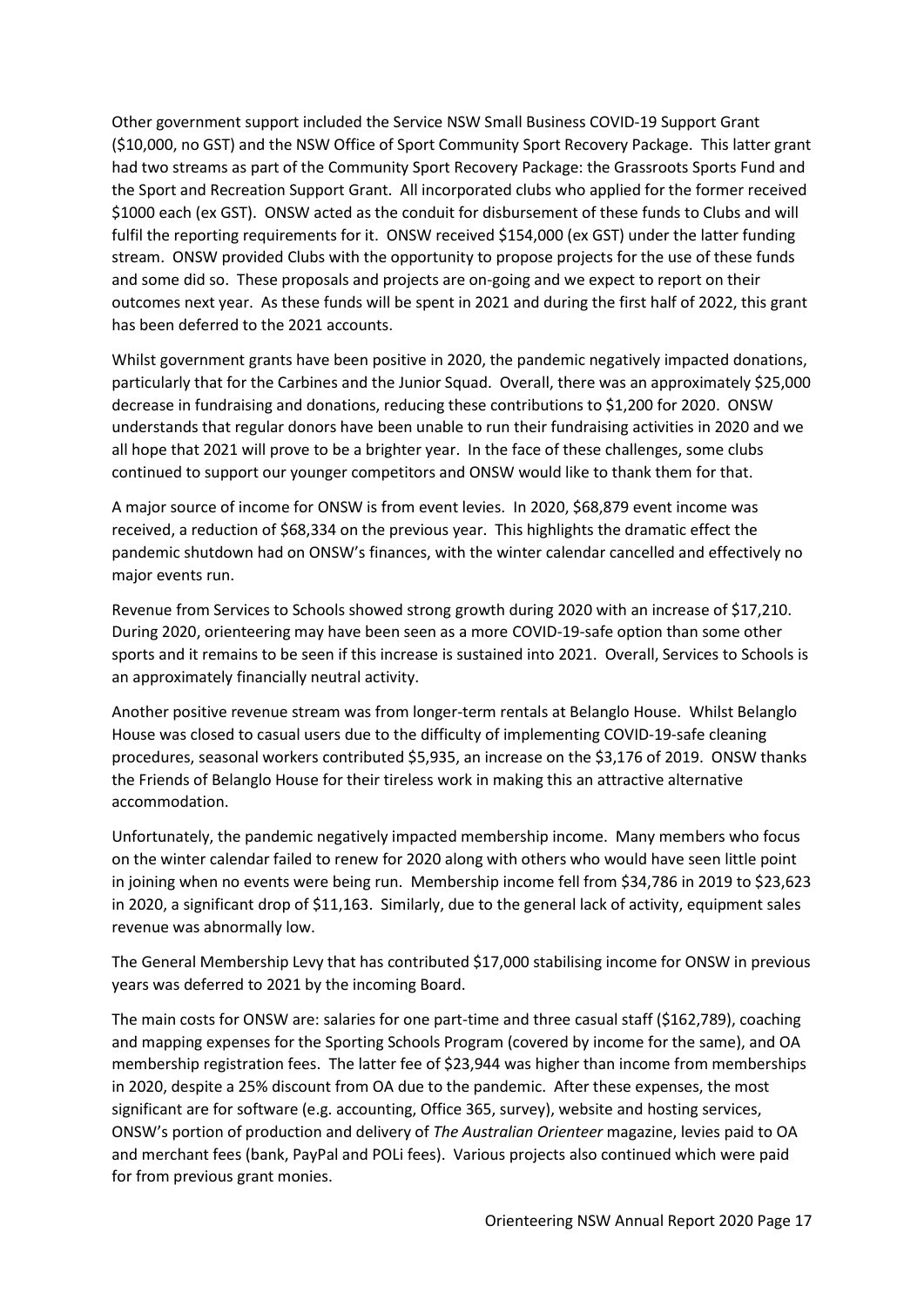Other government support included the Service NSW Small Business COVID-19 Support Grant ($10,000, no GST) and the NSW Office of Sport Community Sport Recovery Package. This latter grant had two streams as part of the Community Sport Recovery Package: the Grassroots Sports Fund and the Sport and Recreation Support Grant. All incorporated clubs who applied for the former received $1000 each (ex GST). ONSW acted as the conduit for disbursement of these funds to Clubs and will fulfil the reporting requirements for it. ONSW received $154,000 (ex GST) under the latter funding stream. ONSW provided Clubs with the opportunity to propose projects for the use of these funds and some did so. These proposals and projects are on-going and we expect to report on their outcomes next year. As these funds will be spent in 2021 and during the first half of 2022, this grant has been deferred to the 2021 accounts.

Whilst government grants have been positive in 2020, the pandemic negatively impacted donations, particularly that for the Carbines and the Junior Squad. Overall, there was an approximately $25,000 decrease in fundraising and donations, reducing these contributions to $1,200 for 2020. ONSW understands that regular donors have been unable to run their fundraising activities in 2020 and we all hope that 2021 will prove to be a brighter year. In the face of these challenges, some clubs continued to support our younger competitors and ONSW would like to thank them for that.

A major source of income for ONSW is from event levies. In 2020, $68,879 event income was received, a reduction of $68,334 on the previous year. This highlights the dramatic effect the pandemic shutdown had on ONSW's finances, with the winter calendar cancelled and effectively no major events run.

Revenue from Services to Schools showed strong growth during 2020 with an increase of $17,210. During 2020, orienteering may have been seen as a more COVID-19-safe option than some other sports and it remains to be seen if this increase is sustained into 2021. Overall, Services to Schools is an approximately financially neutral activity.

Another positive revenue stream was from longer-term rentals at Belanglo House. Whilst Belanglo House was closed to casual users due to the difficulty of implementing COVID-19-safe cleaning procedures, seasonal workers contributed $5,935, an increase on the $3,176 of 2019. ONSW thanks the Friends of Belanglo House for their tireless work in making this an attractive alternative accommodation.

Unfortunately, the pandemic negatively impacted membership income. Many members who focus on the winter calendar failed to renew for 2020 along with others who would have seen little point in joining when no events were being run. Membership income fell from $34,786 in 2019 to $23,623 in 2020, a significant drop of $11,163. Similarly, due to the general lack of activity, equipment sales revenue was abnormally low.

The General Membership Levy that has contributed $17,000 stabilising income for ONSW in previous years was deferred to 2021 by the incoming Board.

The main costs for ONSW are: salaries for one part-time and three casual staff ($162,789), coaching and mapping expenses for the Sporting Schools Program (covered by income for the same), and OA membership registration fees. The latter fee of $23,944 was higher than income from memberships in 2020, despite a 25% discount from OA due to the pandemic. After these expenses, the most significant are for software (e.g. accounting, Office 365, survey), website and hosting services, ONSW's portion of production and delivery of *The Australian Orienteer* magazine, levies paid to OA and merchant fees (bank, PayPal and POLi fees). Various projects also continued which were paid for from previous grant monies.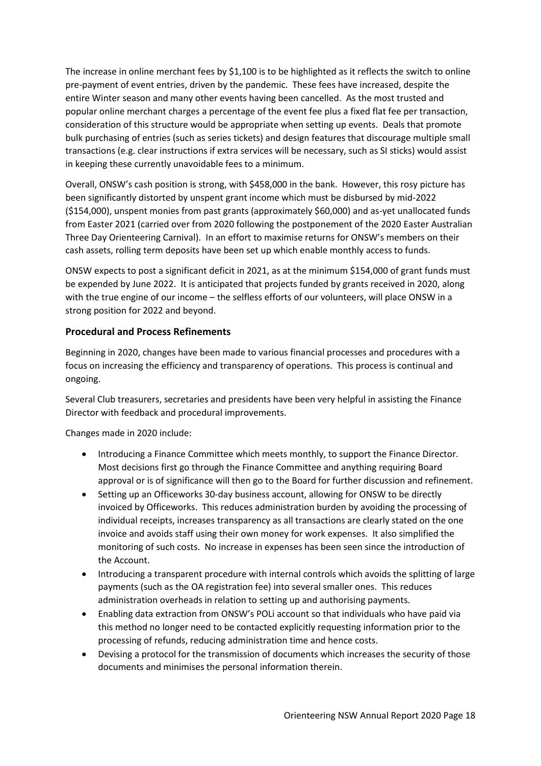The increase in online merchant fees by $1,100 is to be highlighted as it reflects the switch to online pre-payment of event entries, driven by the pandemic. These fees have increased, despite the entire Winter season and many other events having been cancelled. As the most trusted and popular online merchant charges a percentage of the event fee plus a fixed flat fee per transaction, consideration of this structure would be appropriate when setting up events. Deals that promote bulk purchasing of entries (such as series tickets) and design features that discourage multiple small transactions (e.g. clear instructions if extra services will be necessary, such as SI sticks) would assist in keeping these currently unavoidable fees to a minimum.

Overall, ONSW's cash position is strong, with $458,000 in the bank. However, this rosy picture has been significantly distorted by unspent grant income which must be disbursed by mid-2022 ($154,000), unspent monies from past grants (approximately $60,000) and as-yet unallocated funds from Easter 2021 (carried over from 2020 following the postponement of the 2020 Easter Australian Three Day Orienteering Carnival). In an effort to maximise returns for ONSW's members on their cash assets, rolling term deposits have been set up which enable monthly access to funds.

ONSW expects to post a significant deficit in 2021, as at the minimum $154,000 of grant funds must be expended by June 2022. It is anticipated that projects funded by grants received in 2020, along with the true engine of our income – the selfless efforts of our volunteers, will place ONSW in a strong position for 2022 and beyond.

### Procedural and Process Refinements

Beginning in 2020, changes have been made to various financial processes and procedures with a focus on increasing the efficiency and transparency of operations. This process is continual and ongoing.

Several Club treasurers, secretaries and presidents have been very helpful in assisting the Finance Director with feedback and procedural improvements.

Changes made in 2020 include:

- Introducing a Finance Committee which meets monthly, to support the Finance Director. Most decisions first go through the Finance Committee and anything requiring Board approval or is of significance will then go to the Board for further discussion and refinement.
- Setting up an Officeworks 30-day business account, allowing for ONSW to be directly invoiced by Officeworks. This reduces administration burden by avoiding the processing of individual receipts, increases transparency as all transactions are clearly stated on the one invoice and avoids staff using their own money for work expenses. It also simplified the monitoring of such costs. No increase in expenses has been seen since the introduction of the Account.
- Introducing a transparent procedure with internal controls which avoids the splitting of large payments (such as the OA registration fee) into several smaller ones. This reduces administration overheads in relation to setting up and authorising payments.
- Enabling data extraction from ONSW's POLi account so that individuals who have paid via this method no longer need to be contacted explicitly requesting information prior to the processing of refunds, reducing administration time and hence costs.
- Devising a protocol for the transmission of documents which increases the security of those documents and minimises the personal information therein.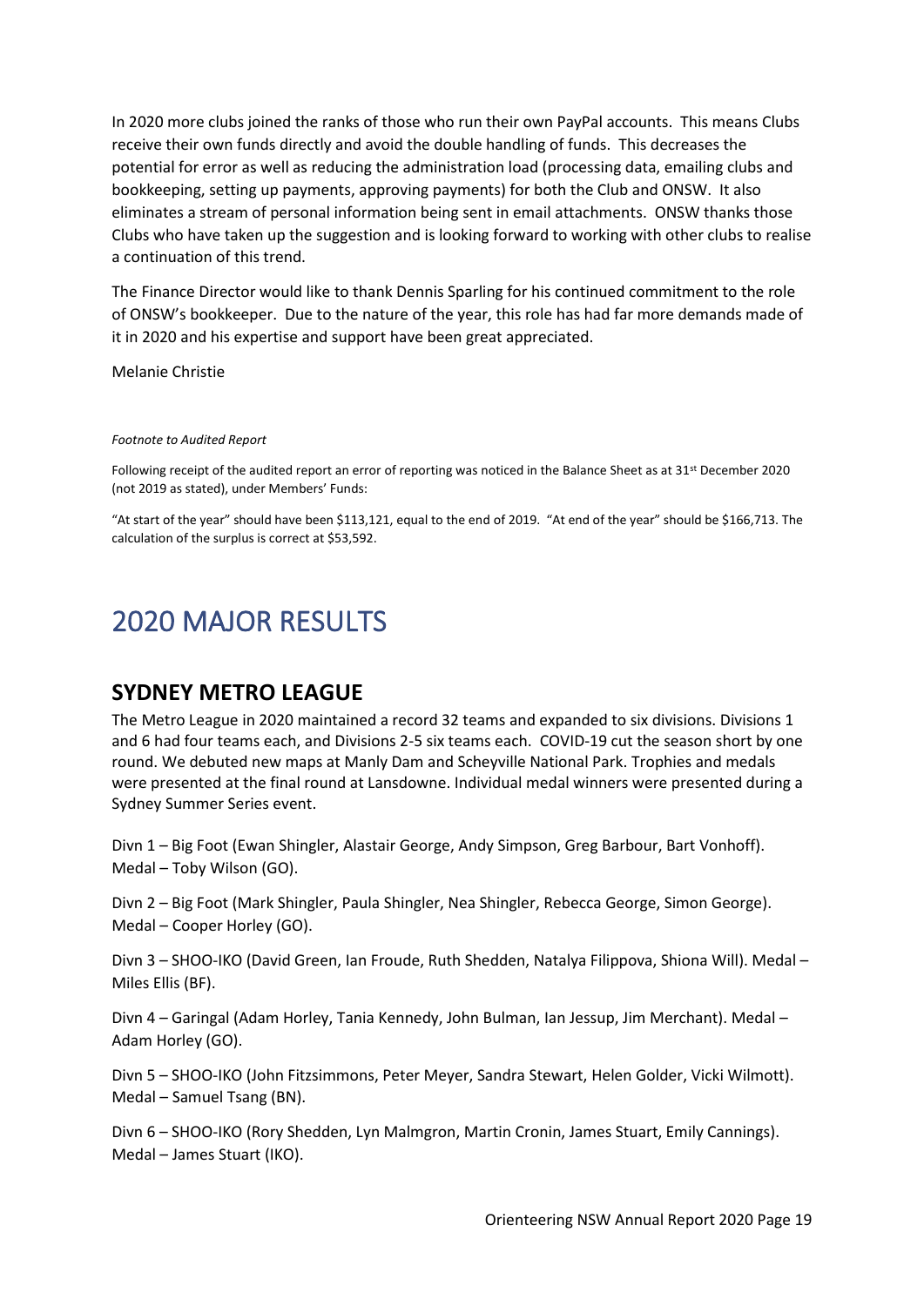In 2020 more clubs joined the ranks of those who run their own PayPal accounts. This means Clubs receive their own funds directly and avoid the double handling of funds. This decreases the potential for error as well as reducing the administration load (processing data, emailing clubs and bookkeeping, setting up payments, approving payments) for both the Club and ONSW. It also eliminates a stream of personal information being sent in email attachments. ONSW thanks those Clubs who have taken up the suggestion and is looking forward to working with other clubs to realise a continuation of this trend.

The Finance Director would like to thank Dennis Sparling for his continued commitment to the role of ONSW's bookkeeper. Due to the nature of the year, this role has had far more demands made of it in 2020 and his expertise and support have been great appreciated.

Melanie Christie

*Footnote to Audited Report*

Following receipt of the audited report an error of reporting was noticed in the Balance Sheet as at 31st December 2020 (not 2019 as stated), under Members' Funds:

"At start of the year" should have been $113,121, equal to the end of 2019. "At end of the year" should be $166,713. The calculation of the surplus is correct at $53,592.

# 2020 MAJOR RESULTS

## SYDNEY METRO LEAGUE

The Metro League in 2020 maintained a record 32 teams and expanded to six divisions. Divisions 1 and 6 had four teams each, and Divisions 2-5 six teams each. COVID-19 cut the season short by one round. We debuted new maps at Manly Dam and Scheyville National Park. Trophies and medals were presented at the final round at Lansdowne. Individual medal winners were presented during a Sydney Summer Series event.

Divn 1 – Big Foot (Ewan Shingler, Alastair George, Andy Simpson, Greg Barbour, Bart Vonhoff). Medal – Toby Wilson (GO).

Divn 2 – Big Foot (Mark Shingler, Paula Shingler, Nea Shingler, Rebecca George, Simon George). Medal – Cooper Horley (GO).

Divn 3 – SHOO-IKO (David Green, Ian Froude, Ruth Shedden, Natalya Filippova, Shiona Will). Medal – Miles Ellis (BF).

Divn 4 – Garingal (Adam Horley, Tania Kennedy, John Bulman, Ian Jessup, Jim Merchant). Medal – Adam Horley (GO).

Divn 5 – SHOO-IKO (John Fitzsimmons, Peter Meyer, Sandra Stewart, Helen Golder, Vicki Wilmott). Medal – Samuel Tsang (BN).

Divn 6 – SHOO-IKO (Rory Shedden, Lyn Malmgron, Martin Cronin, James Stuart, Emily Cannings). Medal – James Stuart (IKO).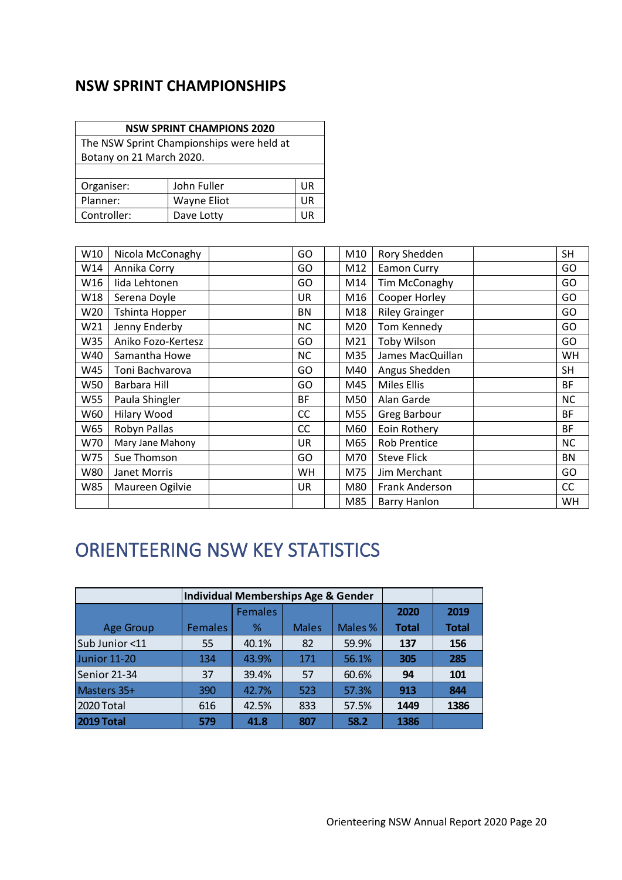## NSW SPRINT CHAMPIONSHIPS

| NSW SPRINT CHAMPIONS 2020 | | |
|---|---|---|
| The NSW Sprint Championships were held at Botany on 21 March 2020. | | |
| | | |
| Organiser: | John Fuller | UR |
| Planner: | Wayne Eliot | UR |
| Controller: | Dave Lotty | UR |

| | | | | | | | | | |
|---|---|---|---|---|---|---|---|---|---|
| W10 | Nicola McConaghy | | GO | | M10 | Rory Shedden | | SH |
| W14 | Annika Corry | | GO | | M12 | Eamon Curry | | GO |
| W16 | Iida Lehtonen | | GO | | M14 | Tim McConaghy | | GO |
| W18 | Serena Doyle | | UR | | M16 | Cooper Horley | | GO |
| W20 | Tshinta Hopper | | BN | | M18 | Riley Grainger | | GO |
| W21 | Jenny Enderby | | NC | | M20 | Tom Kennedy | | GO |
| W35 | Aniko Fozo-Kertesz | | GO | | M21 | Toby Wilson | | GO |
| W40 | Samantha Howe | | NC | | M35 | James MacQuillan | | WH |
| W45 | Toni Bachvarova | | GO | | M40 | Angus Shedden | | SH |
| W50 | Barbara Hill | | GO | | M45 | Miles Ellis | | BF |
| W55 | Paula Shingler | | BF | | M50 | Alan Garde | | NC |
| W60 | Hilary Wood | | CC | | M55 | Greg Barbour | | BF |
| W65 | Robyn Pallas | | CC | | M60 | Eoin Rothery | | BF |
| W70 | Mary Jane Mahony | | UR | | M65 | Rob Prentice | | NC |
| W75 | Sue Thomson | | GO | | M70 | Steve Flick | | BN |
| W80 | Janet Morris | | WH | | M75 | Jim Merchant | | GO |
| W85 | Maureen Ogilvie | | UR | | M80 | Frank Anderson | | CC |
| | | | | | M85 | Barry Hanlon | | WH |

# ORIENTEERING NSW KEY STATISTICS

| | Individual Memberships Age & Gender | | | | | |
|---|---|---|---|---|---|---|
| Age Group | Females | Females % | Males | Males % | 2020 Total | 2019 Total |
| Sub Junior <11 | 55 | 40.1% | 82 | 59.9% | **137** | **156** |
| Junior 11-20 | 134 | 43.9% | 171 | 56.1% | **305** | **285** |
| Senior 21-34 | 37 | 39.4% | 57 | 60.6% | **94** | **101** |
| Masters 35+ | 390 | 42.7% | 523 | 57.3% | **913** | **844** |
| 2020 Total | 616 | 42.5% | 833 | 57.5% | **1449** | **1386** |
| **2019 Total** | **579** | **41.8** | **807** | **58.2** | **1386** | |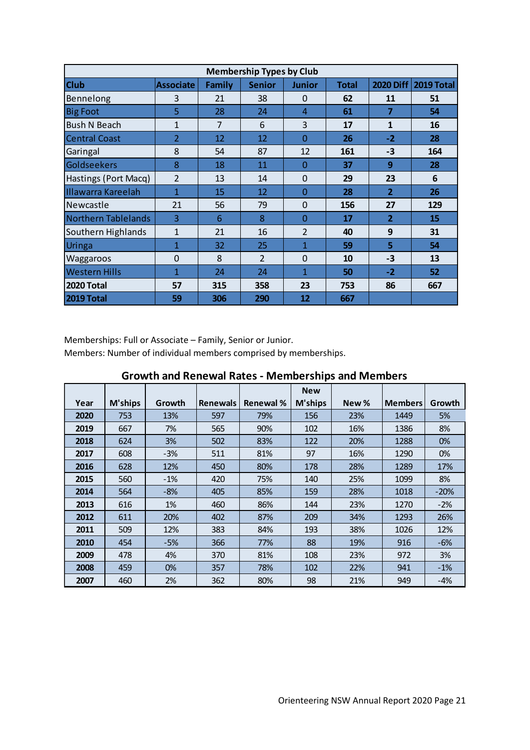| Membership Types by Club | | | | | | | |
|---|---|---|---|---|---|---|---|
| **Club** | **Associate** | **Family** | **Senior** | **Junior** | **Total** | **2020 Diff** | **2019 Total** |
| Bennelong | 3 | 21 | 38 | 0 | **62** | **11** | **51** |
| Big Foot | 5 | 28 | 24 | 4 | **61** | **7** | **54** |
| Bush N Beach | 1 | 7 | 6 | 3 | **17** | **1** | **16** |
| Central Coast | 2 | 12 | 12 | 0 | **26** | **-2** | **28** |
| Garingal | 8 | 54 | 87 | 12 | **161** | **-3** | **164** |
| Goldseekers | 8 | 18 | 11 | 0 | **37** | **9** | **28** |
| Hastings (Port Macq) | 2 | 13 | 14 | 0 | **29** | **23** | **6** |
| Illawarra Kareelah | 1 | 15 | 12 | 0 | **28** | **2** | **26** |
| Newcastle | 21 | 56 | 79 | 0 | **156** | **27** | **129** |
| Northern Tablelands | 3 | 6 | 8 | 0 | **17** | **2** | **15** |
| Southern Highlands | 1 | 21 | 16 | 2 | **40** | **9** | **31** |
| Uringa | 1 | 32 | 25 | 1 | **59** | **5** | **54** |
| Waggaroos | 0 | 8 | 2 | 0 | **10** | **-3** | **13** |
| Western Hills | 1 | 24 | 24 | 1 | **50** | **-2** | **52** |
| **2020 Total** | **57** | **315** | **358** | **23** | **753** | **86** | **667** |
| **2019 Total** | **59** | **306** | **290** | **12** | **667** | | |

Memberships: Full or Associate – Family, Senior or Junior.
Members: Number of individual members comprised by memberships.

## Growth and Renewal Rates - Memberships and Members

| Year | M'ships | Growth | Renewals | Renewal % | New M'ships | New % | Members | Growth |
|---|---|---|---|---|---|---|---|---|
| **2020** | 753 | 13% | 597 | 79% | 156 | 23% | 1449 | 5% |
| **2019** | 667 | 7% | 565 | 90% | 102 | 16% | 1386 | 8% |
| **2018** | 624 | 3% | 502 | 83% | 122 | 20% | 1288 | 0% |
| **2017** | 608 | -3% | 511 | 81% | 97 | 16% | 1290 | 0% |
| **2016** | 628 | 12% | 450 | 80% | 178 | 28% | 1289 | 17% |
| **2015** | 560 | -1% | 420 | 75% | 140 | 25% | 1099 | 8% |
| **2014** | 564 | -8% | 405 | 85% | 159 | 28% | 1018 | -20% |
| **2013** | 616 | 1% | 460 | 86% | 144 | 23% | 1270 | -2% |
| **2012** | 611 | 20% | 402 | 87% | 209 | 34% | 1293 | 26% |
| **2011** | 509 | 12% | 383 | 84% | 193 | 38% | 1026 | 12% |
| **2010** | 454 | -5% | 366 | 77% | 88 | 19% | 916 | -6% |
| **2009** | 478 | 4% | 370 | 81% | 108 | 23% | 972 | 3% |
| **2008** | 459 | 0% | 357 | 78% | 102 | 22% | 941 | -1% |
| **2007** | 460 | 2% | 362 | 80% | 98 | 21% | 949 | -4% |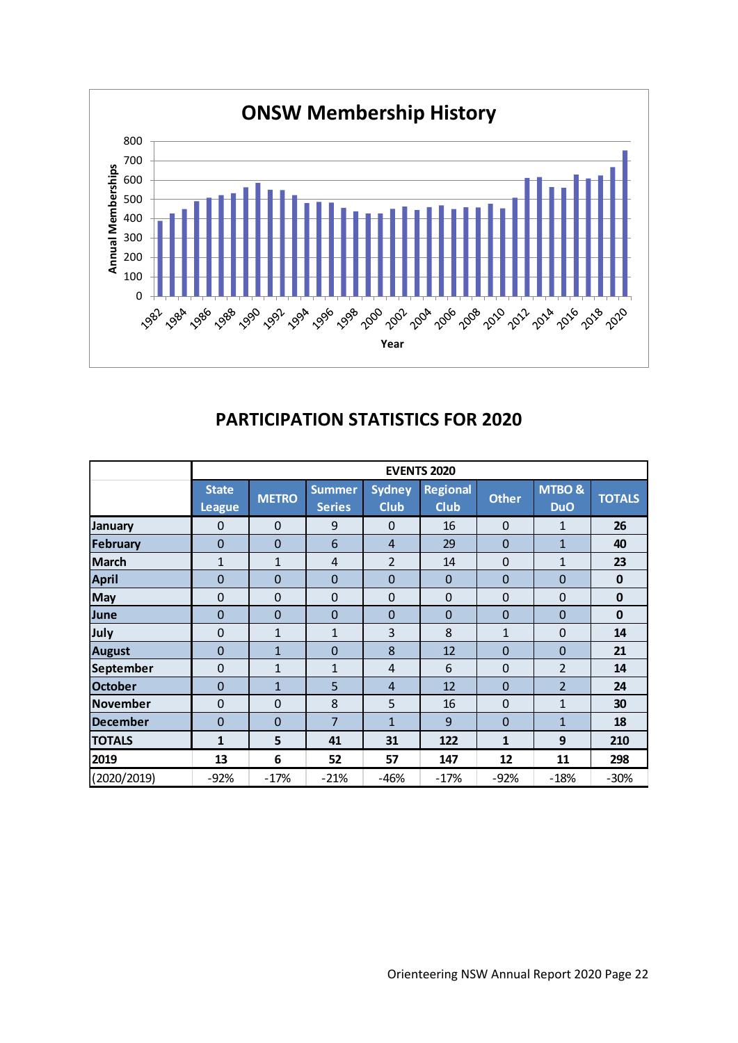ONSW Membership History

Annual Memberships

800
700
600
500
400
300
200
100
0

1982 1984 1986 1988 1990 1992 1994 1996 1998 2000 2002 2004 2006 2008 2010 2012 2014 2016 2018 2020

Year

## PARTICIPATION STATISTICS FOR 2020

| | EVENTS 2020 | | | | | | | |
|---|---|---|---|---|---|---|---|---|
| | State League | METRO | Summer Series | Sydney Club | Regional Club | Other | MTBO & DuO | TOTALS |
| January | 0 | 0 | 9 | 0 | 16 | 0 | 1 | **26** |
| February | 0 | 0 | 6 | 4 | 29 | 0 | 1 | **40** |
| March | 1 | 1 | 4 | 2 | 14 | 0 | 1 | **23** |
| April | 0 | 0 | 0 | 0 | 0 | 0 | 0 | **0** |
| May | 0 | 0 | 0 | 0 | 0 | 0 | 0 | **0** |
| June | 0 | 0 | 0 | 0 | 0 | 0 | 0 | **0** |
| July | 0 | 1 | 1 | 3 | 8 | 1 | 0 | **14** |
| August | 0 | 1 | 0 | 8 | 12 | 0 | 0 | **21** |
| September | 0 | 1 | 1 | 4 | 6 | 0 | 2 | **14** |
| October | 0 | 1 | 5 | 4 | 12 | 0 | 2 | **24** |
| November | 0 | 0 | 8 | 5 | 16 | 0 | 1 | **30** |
| December | 0 | 0 | 7 | 1 | 9 | 0 | 1 | **18** |
| **TOTALS** | **1** | **5** | **41** | **31** | **122** | **1** | **9** | **210** |
| **2019** | **13** | **6** | **52** | **57** | **147** | **12** | **11** | **298** |
| (2020/2019) | -92% | -17% | -21% | -46% | -17% | -92% | -18% | -30% |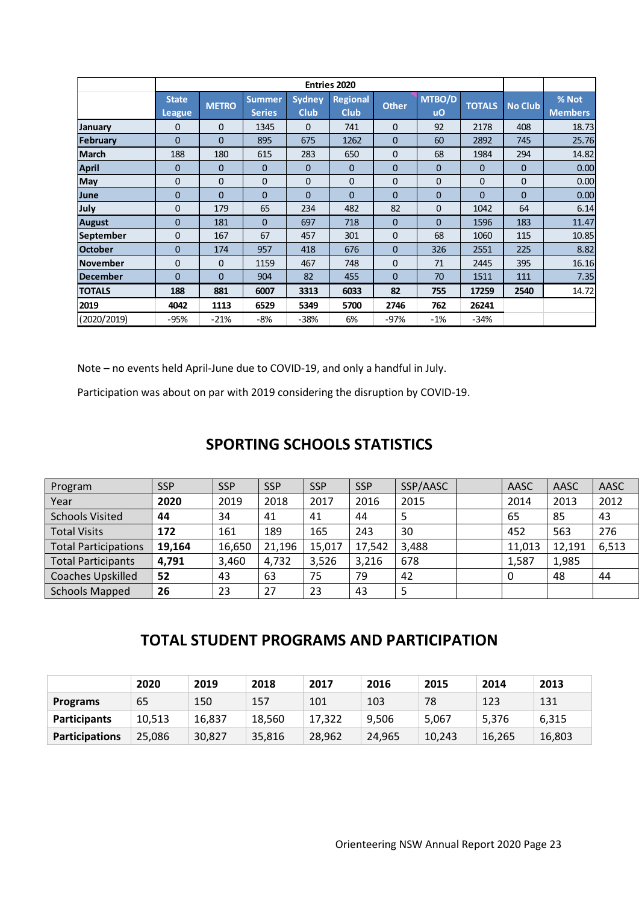| | Entries 2020 | | | | | | | | | |
|---|---|---|---|---|---|---|---|---|---|---|
| | State League | METRO | Summer Series | Sydney Club | Regional Club | Other | MTBO/DuO | TOTALS | No Club | % Not Members |
| **January** | 0 | 0 | 1345 | 0 | 741 | 0 | 92 | 2178 | 408 | 18.73 |
| **February** | 0 | 0 | 895 | 675 | 1262 | 0 | 60 | 2892 | 745 | 25.76 |
| **March** | 188 | 180 | 615 | 283 | 650 | 0 | 68 | 1984 | 294 | 14.82 |
| **April** | 0 | 0 | 0 | 0 | 0 | 0 | 0 | 0 | 0 | 0.00 |
| **May** | 0 | 0 | 0 | 0 | 0 | 0 | 0 | 0 | 0 | 0.00 |
| **June** | 0 | 0 | 0 | 0 | 0 | 0 | 0 | 0 | 0 | 0.00 |
| **July** | 0 | 179 | 65 | 234 | 482 | 82 | 0 | 1042 | 64 | 6.14 |
| **August** | 0 | 181 | 0 | 697 | 718 | 0 | 0 | 1596 | 183 | 11.47 |
| **September** | 0 | 167 | 67 | 457 | 301 | 0 | 68 | 1060 | 115 | 10.85 |
| **October** | 0 | 174 | 957 | 418 | 676 | 0 | 326 | 2551 | 225 | 8.82 |
| **November** | 0 | 0 | 1159 | 467 | 748 | 0 | 71 | 2445 | 395 | 16.16 |
| **December** | 0 | 0 | 904 | 82 | 455 | 0 | 70 | 1511 | 111 | 7.35 |
| **TOTALS** | **188** | **881** | **6007** | **3313** | **6033** | **82** | **755** | **17259** | **2540** | 14.72 |
| **2019** | **4042** | **1113** | **6529** | **5349** | **5700** | **2746** | **762** | **26241** | | |
| (2020/2019) | -95% | -21% | -8% | -38% | 6% | -97% | -1% | -34% | | |

Note – no events held April-June due to COVID-19, and only a handful in July.

Participation was about on par with 2019 considering the disruption by COVID-19.

## SPORTING SCHOOLS STATISTICS

| Program | SSP | SSP | SSP | SSP | SSP | SSP/AASC | | AASC | AASC | AASC |
|---|---|---|---|---|---|---|---|---|---|---|
| Year | **2020** | 2019 | 2018 | 2017 | 2016 | 2015 | | 2014 | 2013 | 2012 |
| Schools Visited | **44** | 34 | 41 | 41 | 44 | 5 | | 65 | 85 | 43 |
| Total Visits | **172** | 161 | 189 | 165 | 243 | 30 | | 452 | 563 | 276 |
| Total Participations | **19,164** | 16,650 | 21,196 | 15,017 | 17,542 | 3,488 | | 11,013 | 12,191 | 6,513 |
| Total Participants | **4,791** | 3,460 | 4,732 | 3,526 | 3,216 | 678 | | 1,587 | 1,985 | |
| Coaches Upskilled | **52** | 43 | 63 | 75 | 79 | 42 | | 0 | 48 | 44 |
| Schools Mapped | **26** | 23 | 27 | 23 | 43 | 5 | | | | |

## TOTAL STUDENT PROGRAMS AND PARTICIPATION

| | 2020 | 2019 | 2018 | 2017 | 2016 | 2015 | 2014 | 2013 |
|---|---|---|---|---|---|---|---|---|
| **Programs** | 65 | 150 | 157 | 101 | 103 | 78 | 123 | 131 |
| **Participants** | 10,513 | 16,837 | 18,560 | 17,322 | 9,506 | 5,067 | 5,376 | 6,315 |
| **Participations** | 25,086 | 30,827 | 35,816 | 28,962 | 24,965 | 10,243 | 16,265 | 16,803 |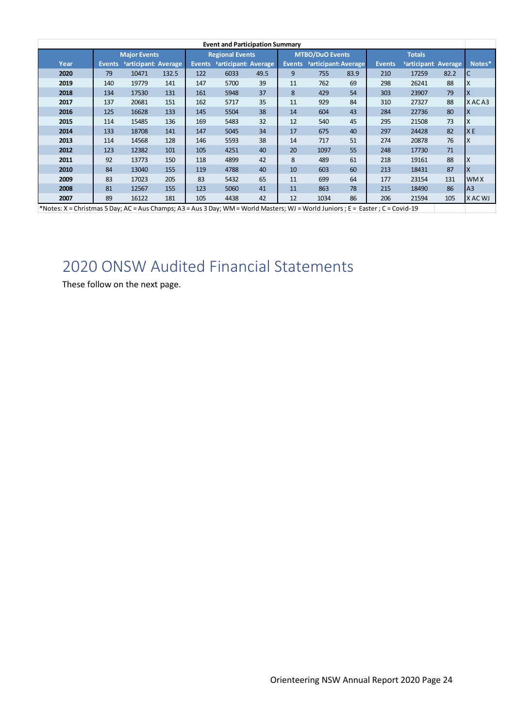**Event and Participation Summary**

| Year | Major Events | | | Regional Events | | | MTBO/DuO Events | | | Totals | | | Notes* |
|---|---|---|---|---|---|---|---|---|---|---|---|---|---|
| | Events | Participants | Average | Events | Participants | Average | Events | Participants | Average | Events | Participants | Average | |
| **2020** | 79 | 10471 | 132.5 | 122 | 6033 | 49.5 | 9 | 755 | 83.9 | 210 | 17259 | 82.2 | C |
| **2019** | 140 | 19779 | 141 | 147 | 5700 | 39 | 11 | 762 | 69 | 298 | 26241 | 88 | X |
| **2018** | 134 | 17530 | 131 | 161 | 5948 | 37 | 8 | 429 | 54 | 303 | 23907 | 79 | X |
| **2017** | 137 | 20681 | 151 | 162 | 5717 | 35 | 11 | 929 | 84 | 310 | 27327 | 88 | X AC A3 |
| **2016** | 125 | 16628 | 133 | 145 | 5504 | 38 | 14 | 604 | 43 | 284 | 22736 | 80 | X |
| **2015** | 114 | 15485 | 136 | 169 | 5483 | 32 | 12 | 540 | 45 | 295 | 21508 | 73 | X |
| **2014** | 133 | 18708 | 141 | 147 | 5045 | 34 | 17 | 675 | 40 | 297 | 24428 | 82 | X E |
| **2013** | 114 | 14568 | 128 | 146 | 5593 | 38 | 14 | 717 | 51 | 274 | 20878 | 76 | X |
| **2012** | 123 | 12382 | 101 | 105 | 4251 | 40 | 20 | 1097 | 55 | 248 | 17730 | 71 | |
| **2011** | 92 | 13773 | 150 | 118 | 4899 | 42 | 8 | 489 | 61 | 218 | 19161 | 88 | X |
| **2010** | 84 | 13040 | 155 | 119 | 4788 | 40 | 10 | 603 | 60 | 213 | 18431 | 87 | X |
| **2009** | 83 | 17023 | 205 | 83 | 5432 | 65 | 11 | 699 | 64 | 177 | 23154 | 131 | WM X |
| **2008** | 81 | 12567 | 155 | 123 | 5060 | 41 | 11 | 863 | 78 | 215 | 18490 | 86 | A3 |
| **2007** | 89 | 16122 | 181 | 105 | 4438 | 42 | 12 | 1034 | 86 | 206 | 21594 | 105 | X AC WJ |

*Notes: X = Christmas 5 Day; AC = Aus Champs; A3 = Aus 3 Day; WM = World Masters; WJ = World Juniors ; E = Easter ; C = Covid-19

# 2020 ONSW Audited Financial Statements

These follow on the next page.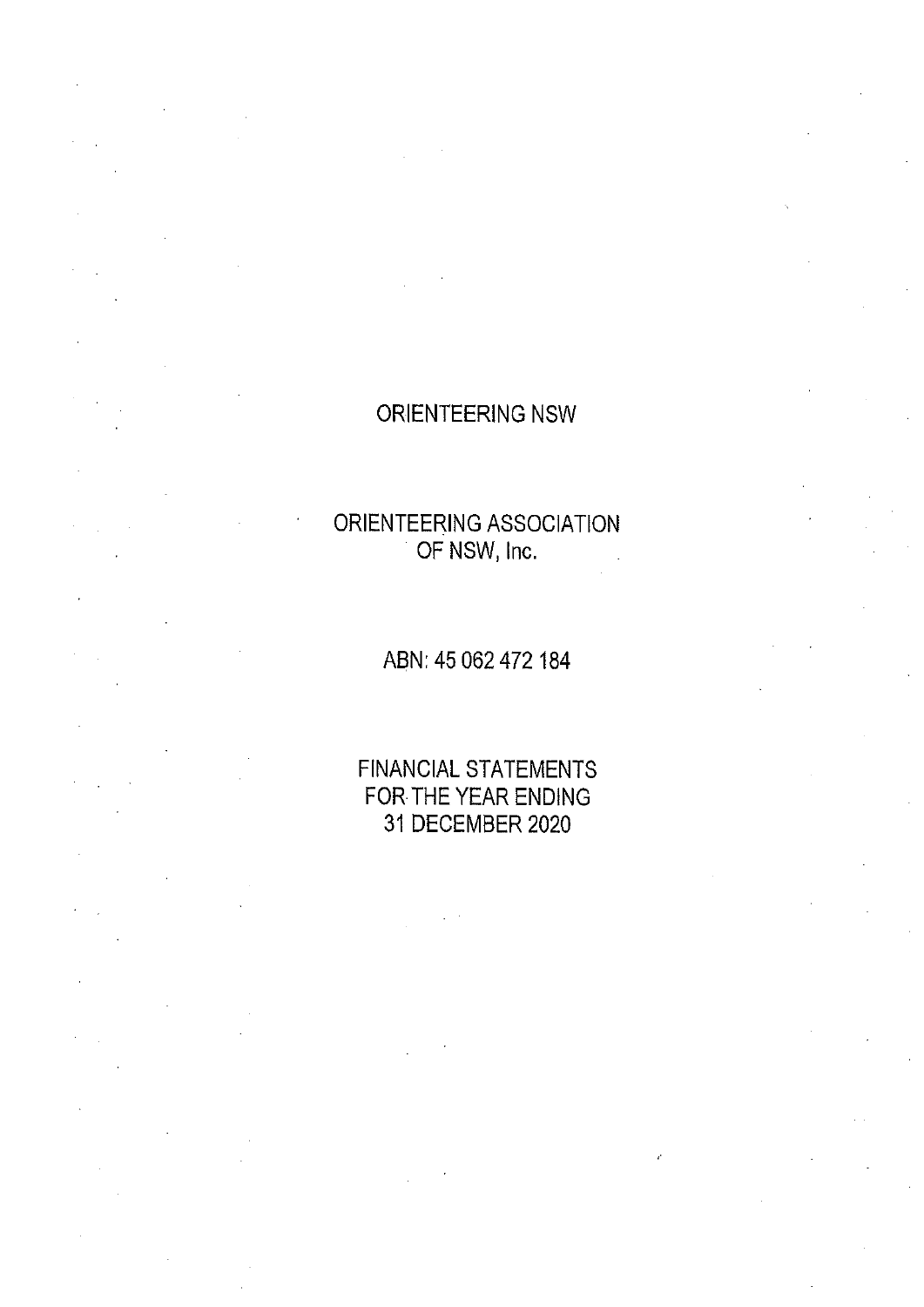# ORIENTEERING NSW

## ORIENTEERING ASSOCIATION OF NSW, Inc.

ABN: 45 062 472 184

## FINANCIAL STATEMENTS FOR THE YEAR ENDING 31 DECEMBER 2020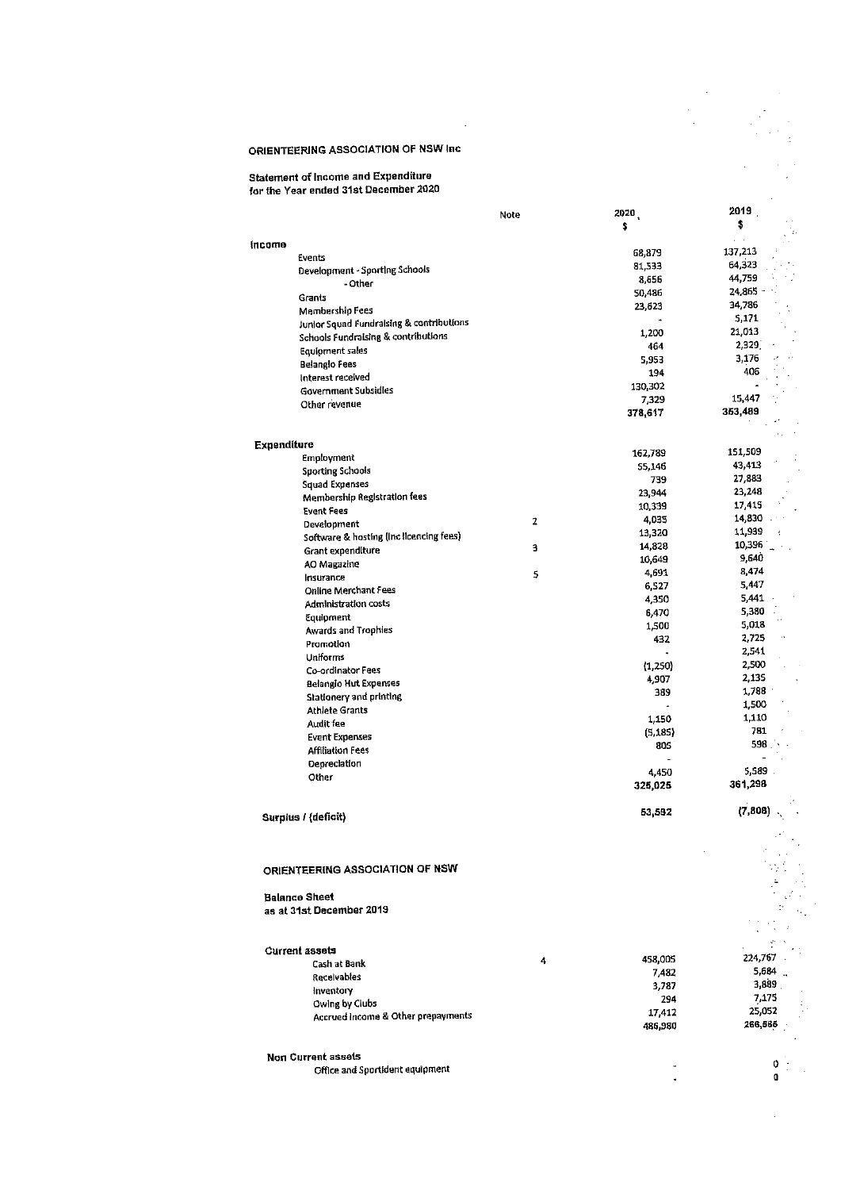**ORIENTEERING ASSOCIATION OF NSW Inc**

**Statement of Income and Expenditure**
**for the Year ended 31st December 2020**

| | Note | 2020 $ | 2019 $ |
|---|---|---|---|
| **Income** | | | |
| Events | | 68,879 | 137,213 |
| Development - Sporting Schools | | 81,533 | 64,323 |
| - Other | | 8,656 | 44,759 |
| Grants | | 50,486 | 24,865 |
| Membership Fees | | 23,623 | 34,786 |
| Junior Squad Fundraising & contributions | | - | 5,171 |
| Schools Fundraising & contributions | | 1,200 | 21,013 |
| Equipment sales | | 464 | 2,329 |
| Belanglo Fees | | 5,953 | 3,176 |
| Interest received | | 194 | 406 |
| Government Subsidies | | 130,302 | - |
| Other revenue | | 7,329 | 15,447 |
| | | 378,617 | 353,489 |
| **Expenditure** | | | |
| Employment | | 162,789 | 151,509 |
| Sporting Schools | | 55,146 | 43,413 |
| Squad Expenses | | 739 | 27,883 |
| Membership Registration fees | | 23,944 | 23,248 |
| Event Fees | | 10,339 | 17,415 |
| Development | 2 | 4,035 | 14,830 |
| Software & hosting (inc licencing fees) | | 13,320 | 11,939 |
| Grant expenditure | 3 | 14,828 | 10,396 |
| AO Magazine | | 10,649 | 9,640 |
| Insurance | 5 | 4,691 | 8,474 |
| Online Merchant Fees | | 6,527 | 5,447 |
| Administration costs | | 4,350 | 5,441 |
| Equipment | | 6,470 | 5,380 |
| Awards and Trophies | | 1,500 | 5,018 |
| Promotion | | 432 | 2,725 |
| Uniforms | | - | 2,541 |
| Co-ordinator Fees | | (1,250) | 2,500 |
| Belanglo Hut Expenses | | 4,907 | 2,135 |
| Stationery and printing | | 389 | 1,788 |
| Athlete Grants | | - | 1,500 |
| Audit fee | | 1,150 | 1,110 |
| Event Expenses | | (5,185) | 781 |
| Affiliation Fees | | 805 | 598 |
| Depreciation | | - | - |
| Other | | 4,450 | 5,589 |
| | | 325,025 | 361,298 |
| **Surplus / (deficit)** | | 53,592 | (7,808) |

**ORIENTEERING ASSOCIATION OF NSW**

**Balance Sheet**
**as at 31st December 2019**

| | Note | | |
|---|---|---|---|
| **Current assets** | | | |
| Cash at Bank | 4 | 458,005 | 224,767 |
| Receivables | | 7,482 | 5,684 |
| Inventory | | 3,787 | 3,889 |
| Owing by Clubs | | 294 | 7,175 |
| Accrued income & Other prepayments | | 17,412 | 25,052 |
| | | 486,980 | 266,566 |
| **Non Current assets** | | | |
| Office and Sportident equipment | | - | 0 |
| | | - | 0 |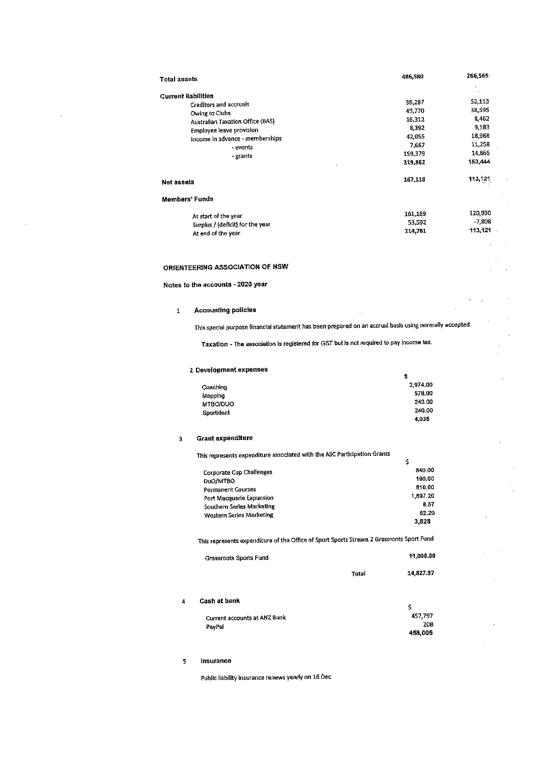| | | |
|---|---|---|
| **Total assets** | 486,980 | 266,565 |
| **Current liabilities** | | |
| Creditors and accruals | 36,287 | 52,113 |
| Owing to Clubs | 49,770 | 38,595 |
| Australian Taxation Office (BAS) | 16,312 | 8,462 |
| Employee leave provision | 8,392 | 9,183 |
| Income in advance - memberships | 42,055 | 18,968 |
| - events | 7,667 | 11,258 |
| - grants | 159,379 | 14,865 |
| | 319,862 | 153,444 |
| **Net assets** | 167,118 | 113,121 |
| **Members' Funds** | | |
| At start of the year | 161,169 | 120,930 |
| Surplus / (deficit) for the year | 53,592 | -7,808 |
| At end of the year | 214,761 | 113,121 |

**ORIENTEERING ASSOCIATION OF NSW**

**Notes to the accounts - 2020 year**

1 **Accounting policies**

This special purpose financial statement has been prepared on an accrual basis using normally accepted

**Taxation** - The association is registered for GST but is not required to pay income tax.

2 **Development expenses**

| | $ |
|---|---|
| Coaching | 2,974.00 |
| Mapping | 578.00 |
| MTBO/DUO | 243.00 |
| Sportident | 240.00 |
| | 4,035 |

3 **Grant expenditure**

This represents expenditure associated with the ASC Participation Grants

| | $ |
|---|---|
| Corporate Cup Challenges | 840.00 |
| DuO/MTBO | 190.00 |
| Permanent Courses | 810.00 |
| Port Macquarie Expansion | 1,897.20 |
| Southern Series Marketing | 8.57 |
| Western Series Marketing | 82.20 |
| | 3,828 |

This represents expenditure of the Office of Sport Sports Stream 2 Grassroots Sport Fund

| | | |
|---|---|---|
| Grassroots Sports Fund | | 11,000.00 |
| | Total | 14,827.97 |

4 **Cash at bank**

| | $ |
|---|---|
| Current accounts at ANZ Bank | 457,797 |
| PayPal | 208 |
| | 458,005 |

5 **Insurance**

Public liability insurance renews yearly on 16 Dec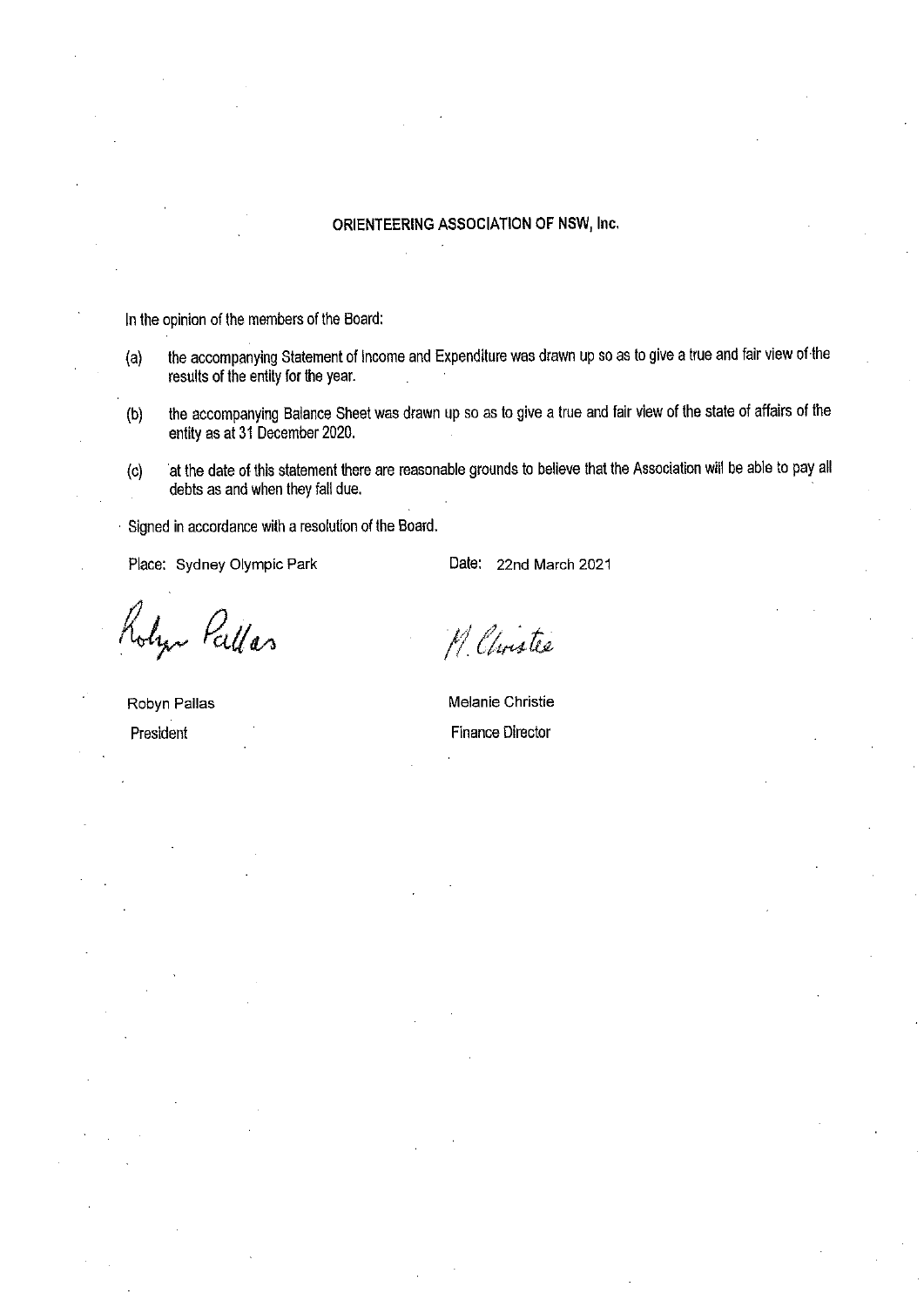**ORIENTEERING ASSOCIATION OF NSW, Inc.**

In the opinion of the members of the Board:

(a) the accompanying Statement of Income and Expenditure was drawn up so as to give a true and fair view of the results of the entity for the year.

(b) the accompanying Balance Sheet was drawn up so as to give a true and fair view of the state of affairs of the entity as at 31 December 2020.

(c) at the date of this statement there are reasonable grounds to believe that the Association will be able to pay all debts as and when they fall due.

Signed in accordance with a resolution of the Board.

Place: Sydney Olympic Park

Date: 22nd March 2021

Robyn Pallas
President

Melanie Christie
Finance Director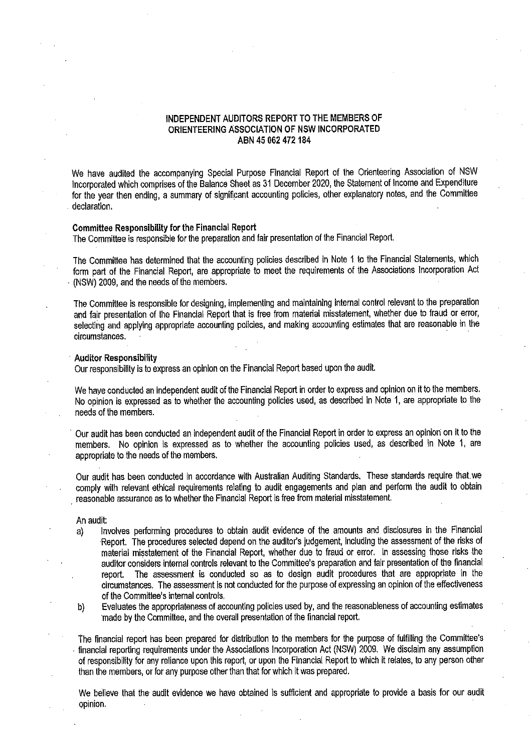# INDEPENDENT AUDITORS REPORT TO THE MEMBERS OF ORIENTEERING ASSOCIATION OF NSW INCORPORATED ABN 45 062 472 184

We have audited the accompanying Special Purpose Financial Report of the Orienteering Association of NSW Incorporated which comprises of the Balance Sheet as 31 December 2020, the Statement of Income and Expenditure for the year then ending, a summary of significant accounting policies, other explanatory notes, and the Committee declaration.

**Committee Responsibility for the Financial Report**

The Committee is responsible for the preparation and fair presentation of the Financial Report.

The Committee has determined that the accounting policies described in Note 1 to the Financial Statements, which form part of the Financial Report, are appropriate to meet the requirements of the Associations Incorporation Act (NSW) 2009, and the needs of the members.

The Committee is responsible for designing, implementing and maintaining internal control relevant to the preparation and fair presentation of the Financial Report that is free from material misstatement, whether due to fraud or error, selecting and applying appropriate accounting policies, and making accounting estimates that are reasonable in the circumstances.

**Auditor Responsibility**

Our responsibility is to express an opinion on the Financial Report based upon the audit.

We have conducted an independent audit of the Financial Report in order to express and opinion on it to the members. No opinion is expressed as to whether the accounting policies used, as described in Note 1, are appropriate to the needs of the members.

Our audit has been conducted an independent audit of the Financial Report in order to express an opinion on it to the members. No opinion is expressed as to whether the accounting policies used, as described in Note 1, are appropriate to the needs of the members.

Our audit has been conducted in accordance with Australian Auditing Standards. These standards require that we comply with relevant ethical requirements relating to audit engagements and plan and perform the audit to obtain reasonable assurance as to whether the Financial Report is free from material misstatement.

An audit:

a) Involves performing procedures to obtain audit evidence of the amounts and disclosures in the Financial Report. The procedures selected depend on the auditor's judgement, including the assessment of the risks of material misstatement of the Financial Report, whether due to fraud or error. In assessing those risks the auditor considers internal controls relevant to the Committee's preparation and fair presentation of the financial report. The assessment is conducted so as to design audit procedures that are appropriate in the circumstances. The assessment is not conducted for the purpose of expressing an opinion of the effectiveness of the Committee's internal controls.

b) Evaluates the appropriateness of accounting policies used by, and the reasonableness of accounting estimates made by the Committee, and the overall presentation of the financial report.

The financial report has been prepared for distribution to the members for the purpose of fulfilling the Committee's financial reporting requirements under the Associations Incorporation Act (NSW) 2009. We disclaim any assumption of responsibility for any reliance upon this report, or upon the Financial Report to which it relates, to any person other than the members, or for any purpose other than that for which it was prepared.

We believe that the audit evidence we have obtained is sufficient and appropriate to provide a basis for our audit opinion.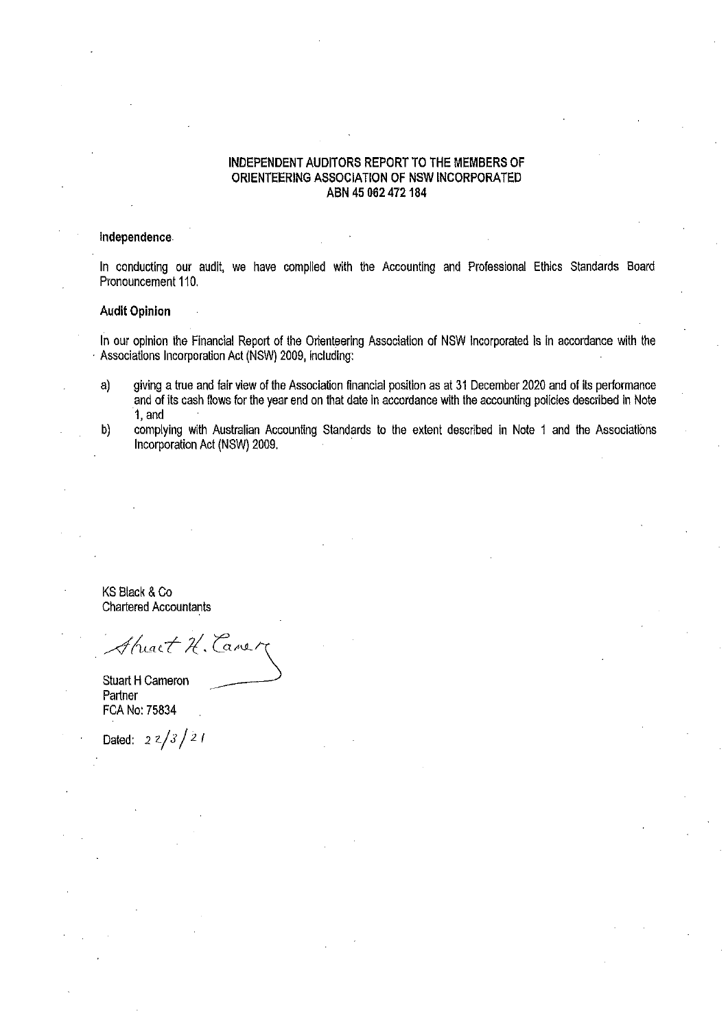# INDEPENDENT AUDITORS REPORT TO THE MEMBERS OF ORIENTEERING ASSOCIATION OF NSW INCORPORATED
## ABN 45 062 472 184

**Independence**

In conducting our audit, we have complied with the Accounting and Professional Ethics Standards Board Pronouncement 110.

**Audit Opinion**

In our opinion the Financial Report of the Orienteering Association of NSW Incorporated is in accordance with the Associations Incorporation Act (NSW) 2009, including:

a) giving a true and fair view of the Association financial position as at 31 December 2020 and of its performance and of its cash flows for the year end on that date in accordance with the accounting policies described in Note 1, and

b) complying with Australian Accounting Standards to the extent described in Note 1 and the Associations Incorporation Act (NSW) 2009.

KS Black & Co
Chartered Accountants

Stuart H Cameron
Partner
FCA No: 75834

Dated: 22/3/21